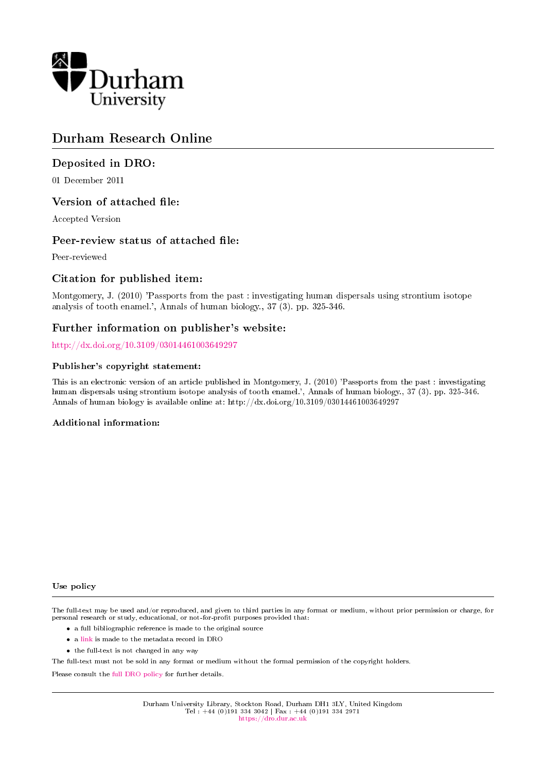Durham University

# Durham Research Online

## Deposited in DRO:

01 December 2011

## Version of attached file:

Accepted Version

## Peer-review status of attached file:

Peer-reviewed

## Citation for published item:

Montgomery, J. (2010) 'Passports from the past : investigating human dispersals using strontium isotope analysis of tooth enamel.', Annals of human biology., 37 (3). pp. 325-346.

## Further information on publisher's website:

http://dx.doi.org/10.3109/03014461003649297

### Publisher's copyright statement:

This is an electronic version of an article published in Montgomery, J. (2010) 'Passports from the past : investigating human dispersals using strontium isotope analysis of tooth enamel.', Annals of human biology., 37 (3). pp. 325-346. Annals of human biology is available online at: http://dx.doi.org/10.3109/03014461003649297

### Additional information:

### Use policy

The full-text may be used and/or reproduced, and given to third parties in any format or medium, without prior permission or charge, for personal research or study, educational, or not-for-profit purposes provided that:

- a full bibliographic reference is made to the original source
- a link is made to the metadata record in DRO
- the full-text is not changed in any way

The full-text must not be sold in any format or medium without the formal permission of the copyright holders.

Please consult the full DRO policy for further details.

Durham University Library, Stockton Road, Durham DH1 3LY, United Kingdom
Tel : +44 (0)191 334 3042 | Fax : +44 (0)191 334 2971
https://dro.dur.ac.uk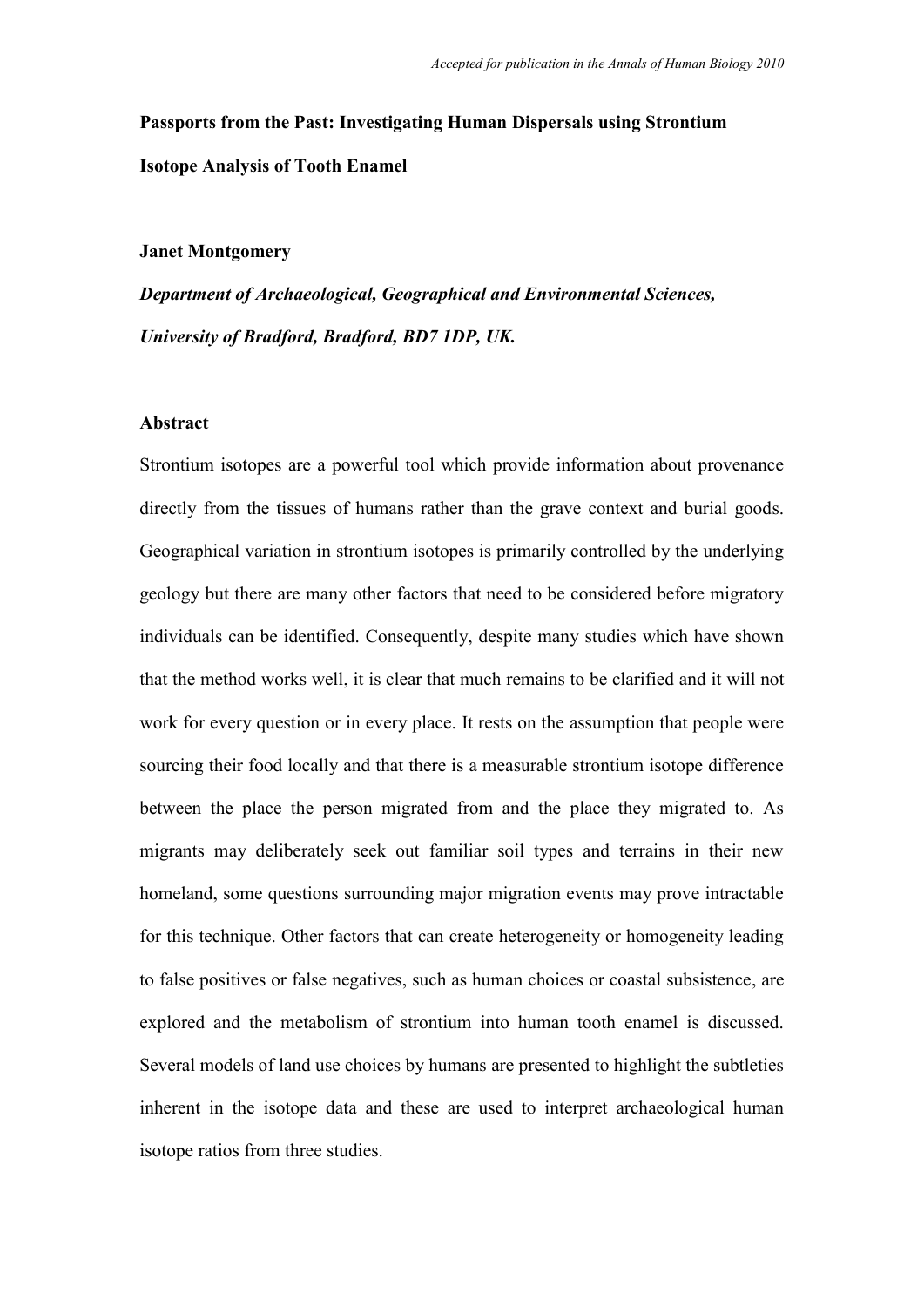**Passports from the Past: Investigating Human Dispersals using Strontium Isotope Analysis of Tooth Enamel**

**Janet Montgomery**

***Department of Archaeological, Geographical and Environmental Sciences, University of Bradford, Bradford, BD7 1DP, UK.***

**Abstract**

Strontium isotopes are a powerful tool which provide information about provenance directly from the tissues of humans rather than the grave context and burial goods. Geographical variation in strontium isotopes is primarily controlled by the underlying geology but there are many other factors that need to be considered before migratory individuals can be identified. Consequently, despite many studies which have shown that the method works well, it is clear that much remains to be clarified and it will not work for every question or in every place. It rests on the assumption that people were sourcing their food locally and that there is a measurable strontium isotope difference between the place the person migrated from and the place they migrated to. As migrants may deliberately seek out familiar soil types and terrains in their new homeland, some questions surrounding major migration events may prove intractable for this technique. Other factors that can create heterogeneity or homogeneity leading to false positives or false negatives, such as human choices or coastal subsistence, are explored and the metabolism of strontium into human tooth enamel is discussed. Several models of land use choices by humans are presented to highlight the subtleties inherent in the isotope data and these are used to interpret archaeological human isotope ratios from three studies.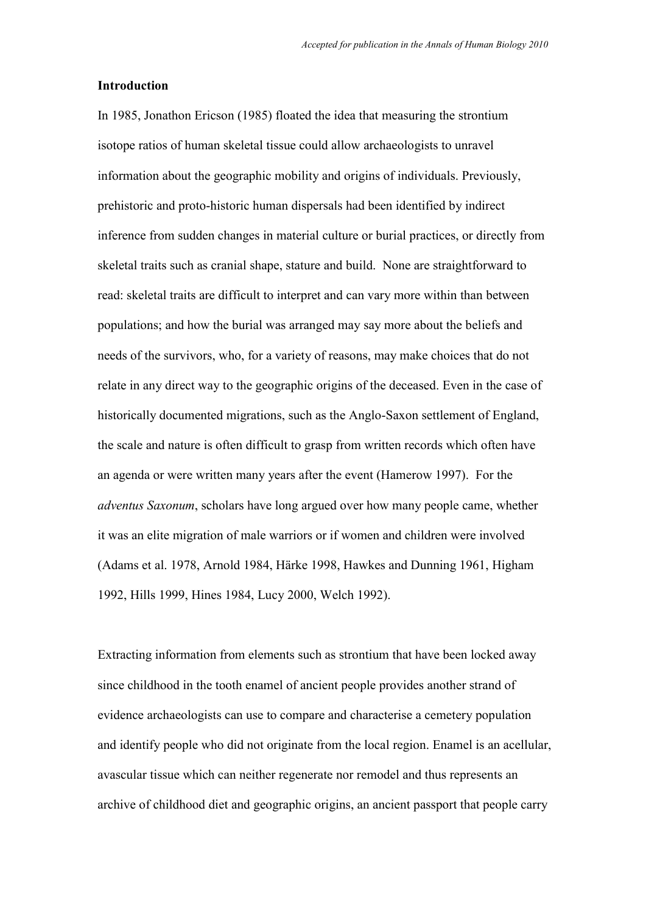## Introduction

In 1985, Jonathon Ericson (1985) floated the idea that measuring the strontium isotope ratios of human skeletal tissue could allow archaeologists to unravel information about the geographic mobility and origins of individuals. Previously, prehistoric and proto-historic human dispersals had been identified by indirect inference from sudden changes in material culture or burial practices, or directly from skeletal traits such as cranial shape, stature and build. None are straightforward to read: skeletal traits are difficult to interpret and can vary more within than between populations; and how the burial was arranged may say more about the beliefs and needs of the survivors, who, for a variety of reasons, may make choices that do not relate in any direct way to the geographic origins of the deceased. Even in the case of historically documented migrations, such as the Anglo-Saxon settlement of England, the scale and nature is often difficult to grasp from written records which often have an agenda or were written many years after the event (Hamerow 1997). For the *adventus Saxonum*, scholars have long argued over how many people came, whether it was an elite migration of male warriors or if women and children were involved (Adams et al. 1978, Arnold 1984, Härke 1998, Hawkes and Dunning 1961, Higham 1992, Hills 1999, Hines 1984, Lucy 2000, Welch 1992).

Extracting information from elements such as strontium that have been locked away since childhood in the tooth enamel of ancient people provides another strand of evidence archaeologists can use to compare and characterise a cemetery population and identify people who did not originate from the local region. Enamel is an acellular, avascular tissue which can neither regenerate nor remodel and thus represents an archive of childhood diet and geographic origins, an ancient passport that people carry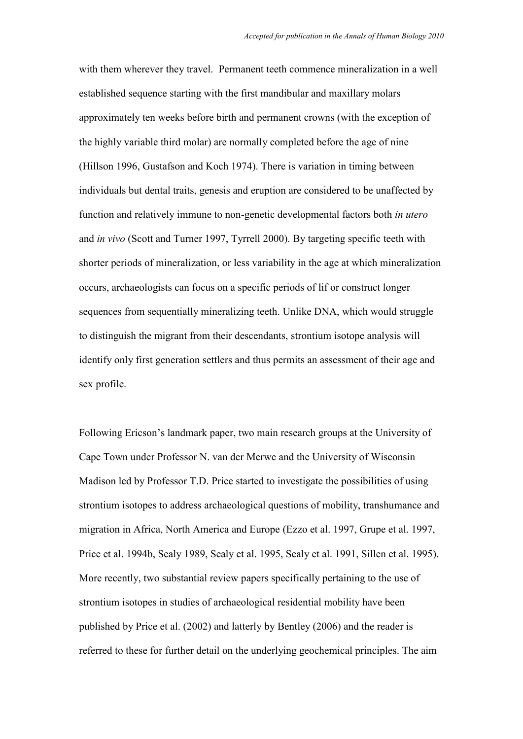with them wherever they travel. Permanent teeth commence mineralization in a well established sequence starting with the first mandibular and maxillary molars approximately ten weeks before birth and permanent crowns (with the exception of the highly variable third molar) are normally completed before the age of nine (Hillson 1996, Gustafson and Koch 1974). There is variation in timing between individuals but dental traits, genesis and eruption are considered to be unaffected by function and relatively immune to non-genetic developmental factors both *in utero* and *in vivo* (Scott and Turner 1997, Tyrrell 2000). By targeting specific teeth with shorter periods of mineralization, or less variability in the age at which mineralization occurs, archaeologists can focus on a specific periods of lif or construct longer sequences from sequentially mineralizing teeth. Unlike DNA, which would struggle to distinguish the migrant from their descendants, strontium isotope analysis will identify only first generation settlers and thus permits an assessment of their age and sex profile.

Following Ericson's landmark paper, two main research groups at the University of Cape Town under Professor N. van der Merwe and the University of Wisconsin Madison led by Professor T.D. Price started to investigate the possibilities of using strontium isotopes to address archaeological questions of mobility, transhumance and migration in Africa, North America and Europe (Ezzo et al. 1997, Grupe et al. 1997, Price et al. 1994b, Sealy 1989, Sealy et al. 1995, Sealy et al. 1991, Sillen et al. 1995). More recently, two substantial review papers specifically pertaining to the use of strontium isotopes in studies of archaeological residential mobility have been published by Price et al. (2002) and latterly by Bentley (2006) and the reader is referred to these for further detail on the underlying geochemical principles. The aim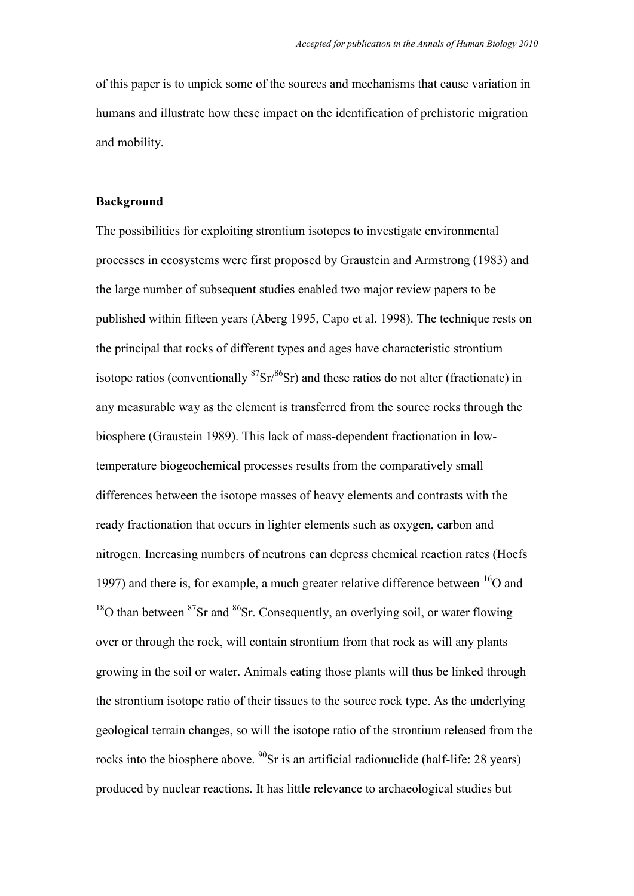of this paper is to unpick some of the sources and mechanisms that cause variation in humans and illustrate how these impact on the identification of prehistoric migration and mobility.

## Background

The possibilities for exploiting strontium isotopes to investigate environmental processes in ecosystems were first proposed by Graustein and Armstrong (1983) and the large number of subsequent studies enabled two major review papers to be published within fifteen years (Åberg 1995, Capo et al. 1998). The technique rests on the principal that rocks of different types and ages have characteristic strontium isotope ratios (conventionally $^{87}Sr/^{86}Sr$) and these ratios do not alter (fractionate) in any measurable way as the element is transferred from the source rocks through the biosphere (Graustein 1989). This lack of mass-dependent fractionation in low-temperature biogeochemical processes results from the comparatively small differences between the isotope masses of heavy elements and contrasts with the ready fractionation that occurs in lighter elements such as oxygen, carbon and nitrogen. Increasing numbers of neutrons can depress chemical reaction rates (Hoefs 1997) and there is, for example, a much greater relative difference between $^{16}O$ and $^{18}O$ than between $^{87}Sr$ and $^{86}Sr$. Consequently, an overlying soil, or water flowing over or through the rock, will contain strontium from that rock as will any plants growing in the soil or water. Animals eating those plants will thus be linked through the strontium isotope ratio of their tissues to the source rock type. As the underlying geological terrain changes, so will the isotope ratio of the strontium released from the rocks into the biosphere above. $^{90}Sr$ is an artificial radionuclide (half-life: 28 years) produced by nuclear reactions. It has little relevance to archaeological studies but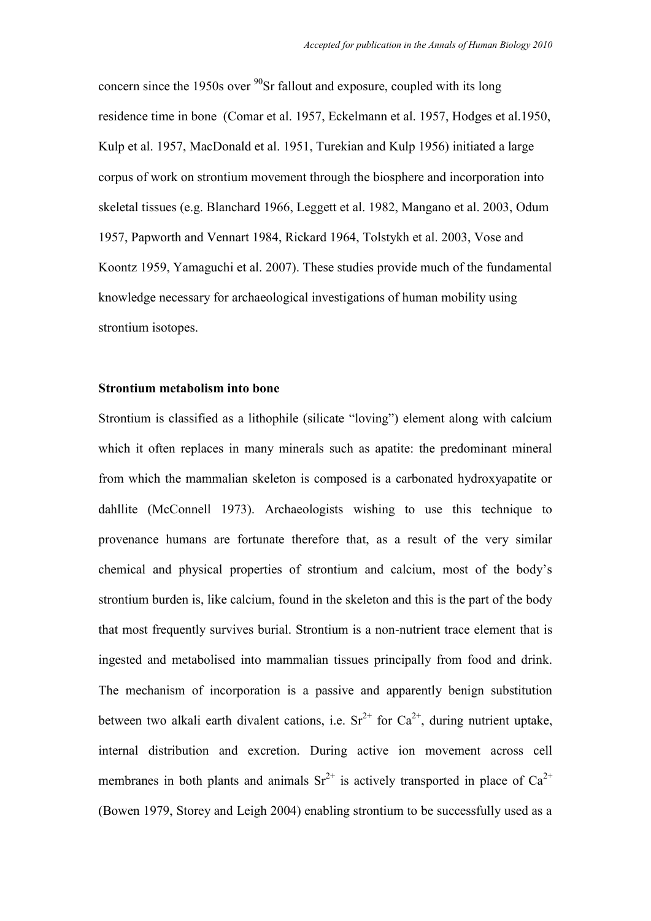concern since the 1950s over $^{90}Sr$ fallout and exposure, coupled with its long residence time in bone (Comar et al. 1957, Eckelmann et al. 1957, Hodges et al.1950, Kulp et al. 1957, MacDonald et al. 1951, Turekian and Kulp 1956) initiated a large corpus of work on strontium movement through the biosphere and incorporation into skeletal tissues (e.g. Blanchard 1966, Leggett et al. 1982, Mangano et al. 2003, Odum 1957, Papworth and Vennart 1984, Rickard 1964, Tolstykh et al. 2003, Vose and Koontz 1959, Yamaguchi et al. 2007). These studies provide much of the fundamental knowledge necessary for archaeological investigations of human mobility using strontium isotopes.

**Strontium metabolism into bone**

Strontium is classified as a lithophile (silicate "loving") element along with calcium which it often replaces in many minerals such as apatite: the predominant mineral from which the mammalian skeleton is composed is a carbonated hydroxyapatite or dahllite (McConnell 1973). Archaeologists wishing to use this technique to provenance humans are fortunate therefore that, as a result of the very similar chemical and physical properties of strontium and calcium, most of the body's strontium burden is, like calcium, found in the skeleton and this is the part of the body that most frequently survives burial. Strontium is a non-nutrient trace element that is ingested and metabolised into mammalian tissues principally from food and drink. The mechanism of incorporation is a passive and apparently benign substitution between two alkali earth divalent cations, i.e. $Sr^{2+}$ for $Ca^{2+}$, during nutrient uptake, internal distribution and excretion. During active ion movement across cell membranes in both plants and animals $Sr^{2+}$ is actively transported in place of $Ca^{2+}$ (Bowen 1979, Storey and Leigh 2004) enabling strontium to be successfully used as a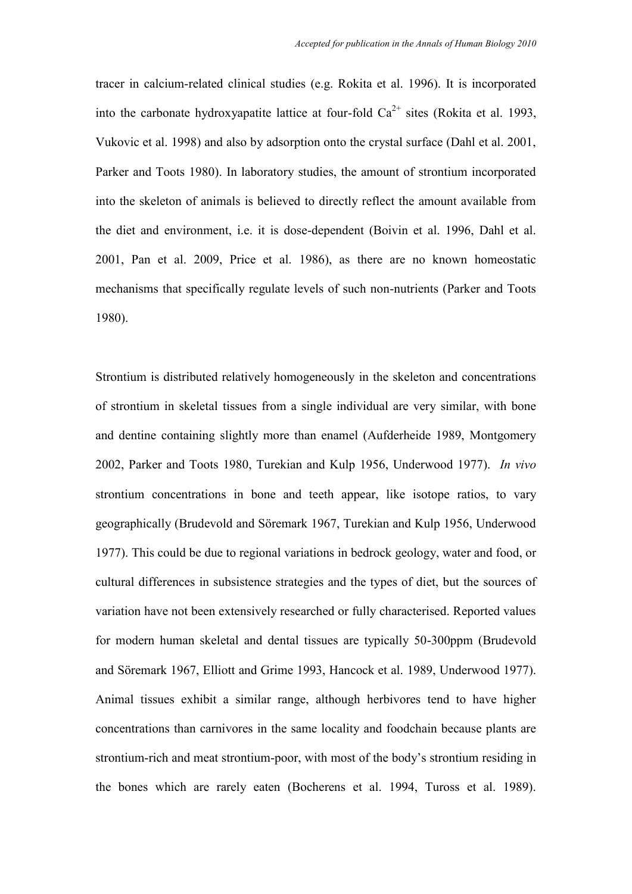tracer in calcium-related clinical studies (e.g. Rokita et al. 1996). It is incorporated into the carbonate hydroxyapatite lattice at four-fold $Ca^{2+}$ sites (Rokita et al. 1993, Vukovic et al. 1998) and also by adsorption onto the crystal surface (Dahl et al. 2001, Parker and Toots 1980). In laboratory studies, the amount of strontium incorporated into the skeleton of animals is believed to directly reflect the amount available from the diet and environment, i.e. it is dose-dependent (Boivin et al. 1996, Dahl et al. 2001, Pan et al. 2009, Price et al. 1986), as there are no known homeostatic mechanisms that specifically regulate levels of such non-nutrients (Parker and Toots 1980).

Strontium is distributed relatively homogeneously in the skeleton and concentrations of strontium in skeletal tissues from a single individual are very similar, with bone and dentine containing slightly more than enamel (Aufderheide 1989, Montgomery 2002, Parker and Toots 1980, Turekian and Kulp 1956, Underwood 1977). *In vivo* strontium concentrations in bone and teeth appear, like isotope ratios, to vary geographically (Brudevold and Söremark 1967, Turekian and Kulp 1956, Underwood 1977). This could be due to regional variations in bedrock geology, water and food, or cultural differences in subsistence strategies and the types of diet, but the sources of variation have not been extensively researched or fully characterised. Reported values for modern human skeletal and dental tissues are typically 50-300ppm (Brudevold and Söremark 1967, Elliott and Grime 1993, Hancock et al. 1989, Underwood 1977). Animal tissues exhibit a similar range, although herbivores tend to have higher concentrations than carnivores in the same locality and foodchain because plants are strontium-rich and meat strontium-poor, with most of the body's strontium residing in the bones which are rarely eaten (Bocherens et al. 1994, Tuross et al. 1989).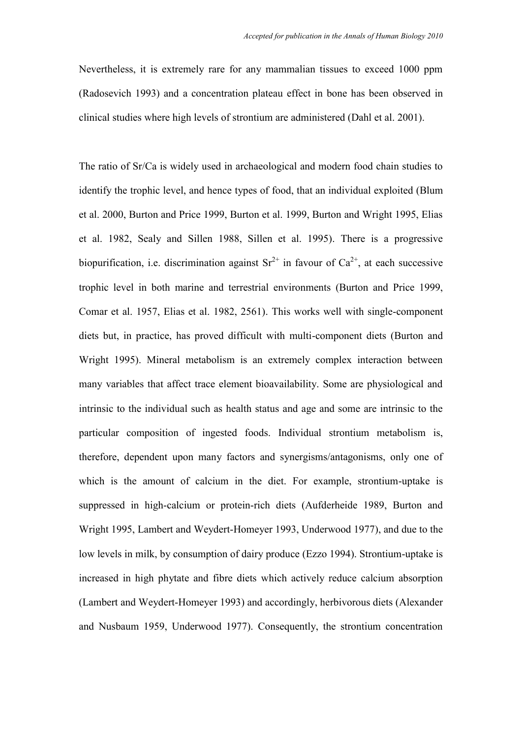Nevertheless, it is extremely rare for any mammalian tissues to exceed 1000 ppm (Radosevich 1993) and a concentration plateau effect in bone has been observed in clinical studies where high levels of strontium are administered (Dahl et al. 2001).

The ratio of Sr/Ca is widely used in archaeological and modern food chain studies to identify the trophic level, and hence types of food, that an individual exploited (Blum et al. 2000, Burton and Price 1999, Burton et al. 1999, Burton and Wright 1995, Elias et al. 1982, Sealy and Sillen 1988, Sillen et al. 1995). There is a progressive biopurification, i.e. discrimination against $Sr^{2+}$ in favour of $Ca^{2+}$, at each successive trophic level in both marine and terrestrial environments (Burton and Price 1999, Comar et al. 1957, Elias et al. 1982, 2561). This works well with single-component diets but, in practice, has proved difficult with multi-component diets (Burton and Wright 1995). Mineral metabolism is an extremely complex interaction between many variables that affect trace element bioavailability. Some are physiological and intrinsic to the individual such as health status and age and some are intrinsic to the particular composition of ingested foods. Individual strontium metabolism is, therefore, dependent upon many factors and synergisms/antagonisms, only one of which is the amount of calcium in the diet. For example, strontium-uptake is suppressed in high-calcium or protein-rich diets (Aufderheide 1989, Burton and Wright 1995, Lambert and Weydert-Homeyer 1993, Underwood 1977), and due to the low levels in milk, by consumption of dairy produce (Ezzo 1994). Strontium-uptake is increased in high phytate and fibre diets which actively reduce calcium absorption (Lambert and Weydert-Homeyer 1993) and accordingly, herbivorous diets (Alexander and Nusbaum 1959, Underwood 1977). Consequently, the strontium concentration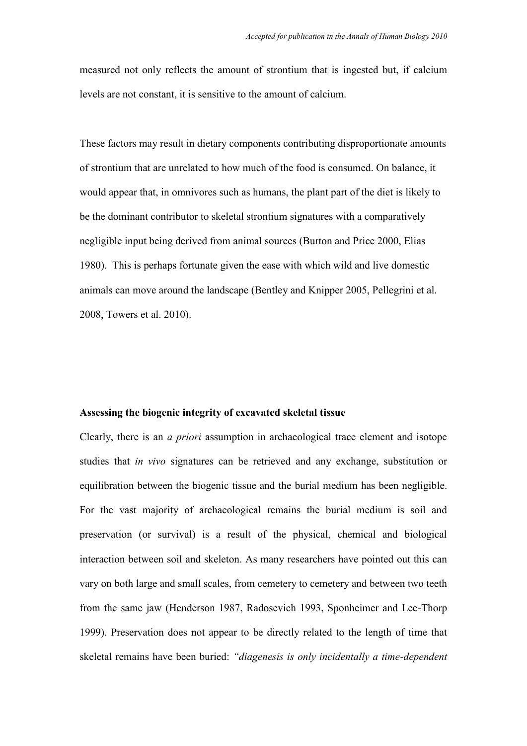measured not only reflects the amount of strontium that is ingested but, if calcium levels are not constant, it is sensitive to the amount of calcium.

These factors may result in dietary components contributing disproportionate amounts of strontium that are unrelated to how much of the food is consumed. On balance, it would appear that, in omnivores such as humans, the plant part of the diet is likely to be the dominant contributor to skeletal strontium signatures with a comparatively negligible input being derived from animal sources (Burton and Price 2000, Elias 1980). This is perhaps fortunate given the ease with which wild and live domestic animals can move around the landscape (Bentley and Knipper 2005, Pellegrini et al. 2008, Towers et al. 2010).

**Assessing the biogenic integrity of excavated skeletal tissue**

Clearly, there is an *a priori* assumption in archaeological trace element and isotope studies that *in vivo* signatures can be retrieved and any exchange, substitution or equilibration between the biogenic tissue and the burial medium has been negligible. For the vast majority of archaeological remains the burial medium is soil and preservation (or survival) is a result of the physical, chemical and biological interaction between soil and skeleton. As many researchers have pointed out this can vary on both large and small scales, from cemetery to cemetery and between two teeth from the same jaw (Henderson 1987, Radosevich 1993, Sponheimer and Lee-Thorp 1999). Preservation does not appear to be directly related to the length of time that skeletal remains have been buried: *"diagenesis is only incidentally a time-dependent*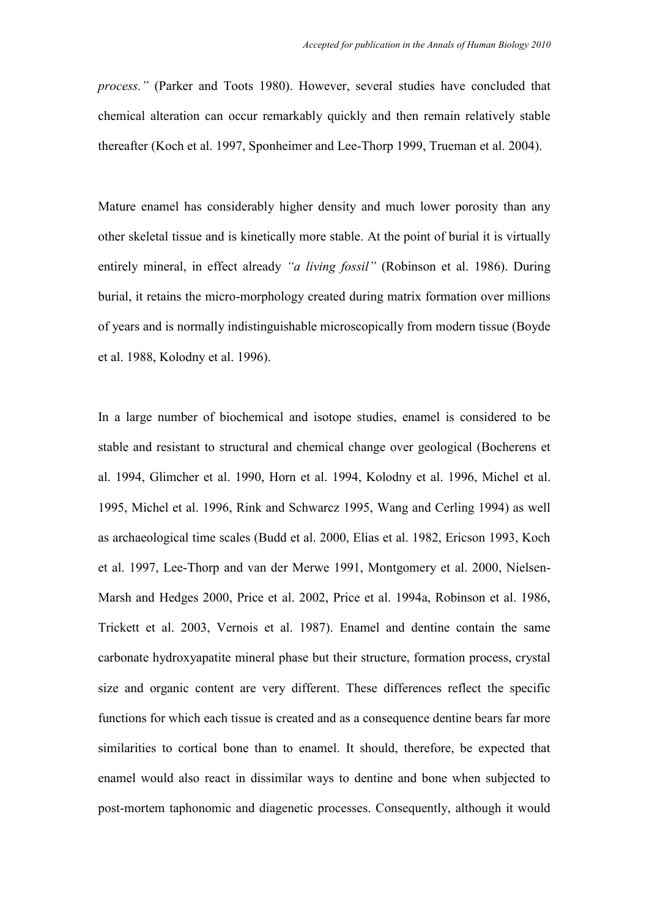*process."* (Parker and Toots 1980). However, several studies have concluded that chemical alteration can occur remarkably quickly and then remain relatively stable thereafter (Koch et al. 1997, Sponheimer and Lee-Thorp 1999, Trueman et al. 2004).

Mature enamel has considerably higher density and much lower porosity than any other skeletal tissue and is kinetically more stable. At the point of burial it is virtually entirely mineral, in effect already *"a living fossil"* (Robinson et al. 1986). During burial, it retains the micro-morphology created during matrix formation over millions of years and is normally indistinguishable microscopically from modern tissue (Boyde et al. 1988, Kolodny et al. 1996).

In a large number of biochemical and isotope studies, enamel is considered to be stable and resistant to structural and chemical change over geological (Bocherens et al. 1994, Glimcher et al. 1990, Horn et al. 1994, Kolodny et al. 1996, Michel et al. 1995, Michel et al. 1996, Rink and Schwarcz 1995, Wang and Cerling 1994) as well as archaeological time scales (Budd et al. 2000, Elias et al. 1982, Ericson 1993, Koch et al. 1997, Lee-Thorp and van der Merwe 1991, Montgomery et al. 2000, Nielsen-Marsh and Hedges 2000, Price et al. 2002, Price et al. 1994a, Robinson et al. 1986, Trickett et al. 2003, Vernois et al. 1987). Enamel and dentine contain the same carbonate hydroxyapatite mineral phase but their structure, formation process, crystal size and organic content are very different. These differences reflect the specific functions for which each tissue is created and as a consequence dentine bears far more similarities to cortical bone than to enamel. It should, therefore, be expected that enamel would also react in dissimilar ways to dentine and bone when subjected to post-mortem taphonomic and diagenetic processes. Consequently, although it would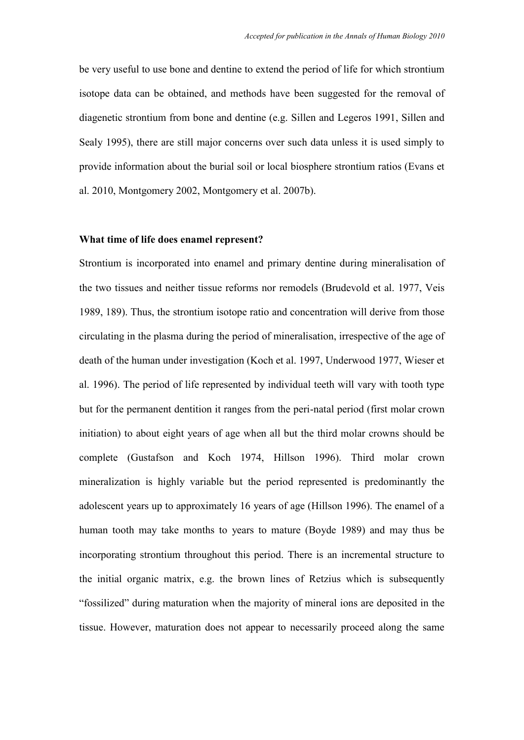be very useful to use bone and dentine to extend the period of life for which strontium isotope data can be obtained, and methods have been suggested for the removal of diagenetic strontium from bone and dentine (e.g. Sillen and Legeros 1991, Sillen and Sealy 1995), there are still major concerns over such data unless it is used simply to provide information about the burial soil or local biosphere strontium ratios (Evans et al. 2010, Montgomery 2002, Montgomery et al. 2007b).

**What time of life does enamel represent?**

Strontium is incorporated into enamel and primary dentine during mineralisation of the two tissues and neither tissue reforms nor remodels (Brudevold et al. 1977, Veis 1989, 189). Thus, the strontium isotope ratio and concentration will derive from those circulating in the plasma during the period of mineralisation, irrespective of the age of death of the human under investigation (Koch et al. 1997, Underwood 1977, Wieser et al. 1996). The period of life represented by individual teeth will vary with tooth type but for the permanent dentition it ranges from the peri-natal period (first molar crown initiation) to about eight years of age when all but the third molar crowns should be complete (Gustafson and Koch 1974, Hillson 1996). Third molar crown mineralization is highly variable but the period represented is predominantly the adolescent years up to approximately 16 years of age (Hillson 1996). The enamel of a human tooth may take months to years to mature (Boyde 1989) and may thus be incorporating strontium throughout this period. There is an incremental structure to the initial organic matrix, e.g. the brown lines of Retzius which is subsequently "fossilized" during maturation when the majority of mineral ions are deposited in the tissue. However, maturation does not appear to necessarily proceed along the same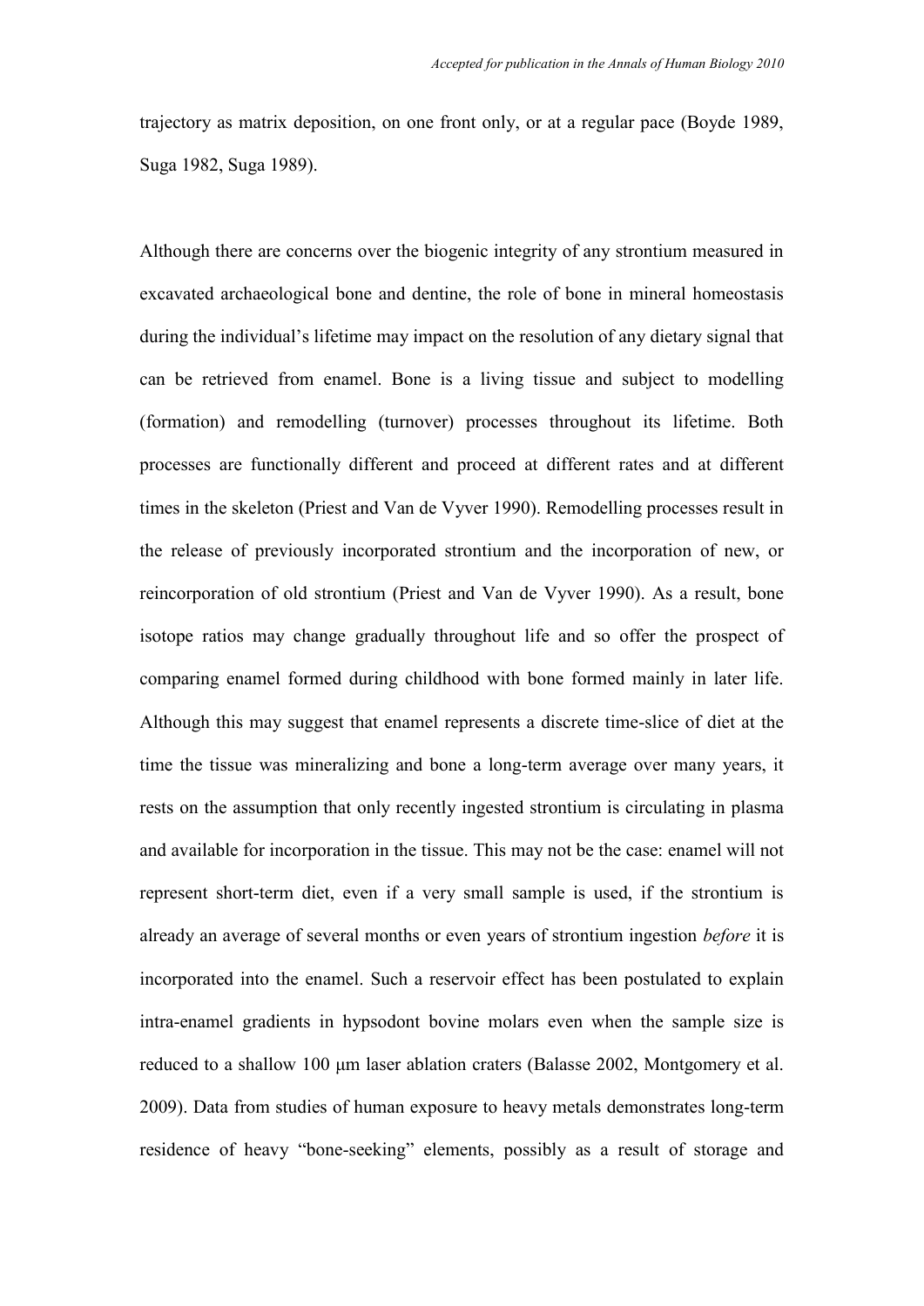trajectory as matrix deposition, on one front only, or at a regular pace (Boyde 1989, Suga 1982, Suga 1989).

Although there are concerns over the biogenic integrity of any strontium measured in excavated archaeological bone and dentine, the role of bone in mineral homeostasis during the individual's lifetime may impact on the resolution of any dietary signal that can be retrieved from enamel. Bone is a living tissue and subject to modelling (formation) and remodelling (turnover) processes throughout its lifetime. Both processes are functionally different and proceed at different rates and at different times in the skeleton (Priest and Van de Vyver 1990). Remodelling processes result in the release of previously incorporated strontium and the incorporation of new, or reincorporation of old strontium (Priest and Van de Vyver 1990). As a result, bone isotope ratios may change gradually throughout life and so offer the prospect of comparing enamel formed during childhood with bone formed mainly in later life. Although this may suggest that enamel represents a discrete time-slice of diet at the time the tissue was mineralizing and bone a long-term average over many years, it rests on the assumption that only recently ingested strontium is circulating in plasma and available for incorporation in the tissue. This may not be the case: enamel will not represent short-term diet, even if a very small sample is used, if the strontium is already an average of several months or even years of strontium ingestion *before* it is incorporated into the enamel. Such a reservoir effect has been postulated to explain intra-enamel gradients in hypsodont bovine molars even when the sample size is reduced to a shallow 100 μm laser ablation craters (Balasse 2002, Montgomery et al. 2009). Data from studies of human exposure to heavy metals demonstrates long-term residence of heavy "bone-seeking" elements, possibly as a result of storage and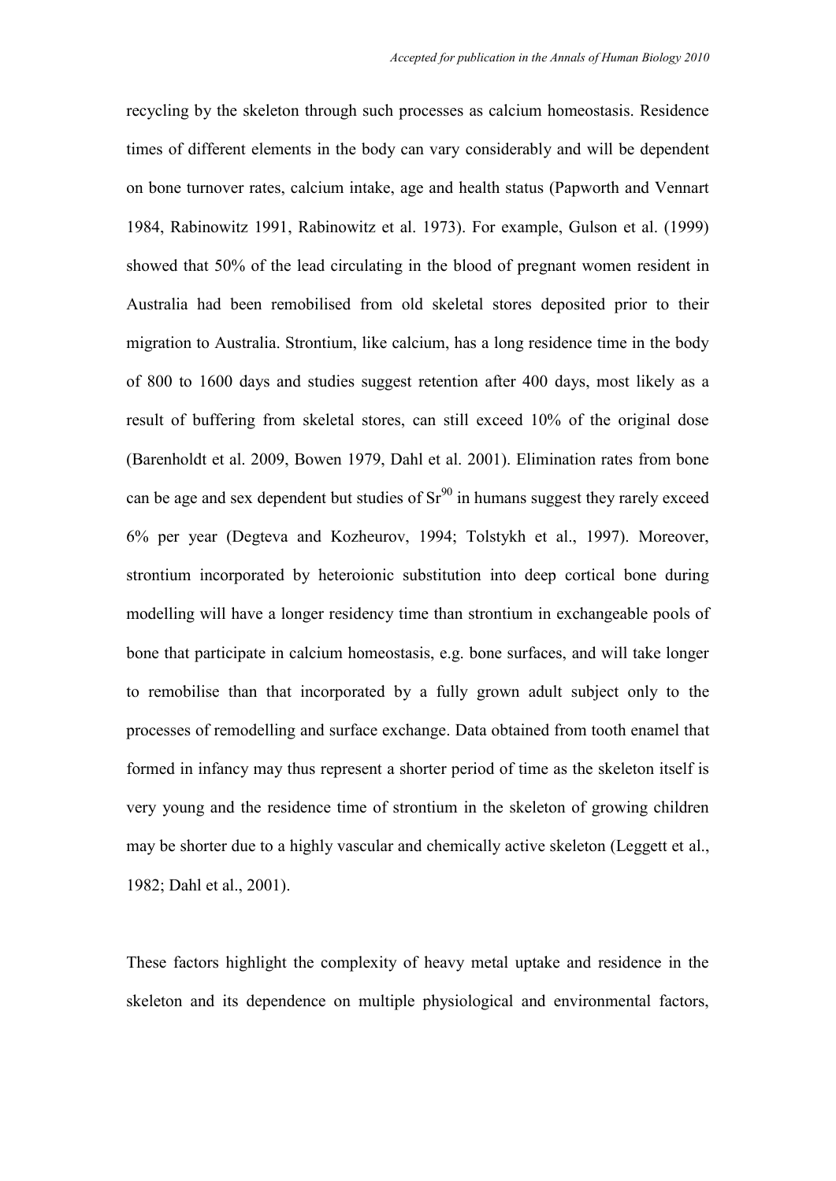recycling by the skeleton through such processes as calcium homeostasis. Residence times of different elements in the body can vary considerably and will be dependent on bone turnover rates, calcium intake, age and health status (Papworth and Vennart 1984, Rabinowitz 1991, Rabinowitz et al. 1973). For example, Gulson et al. (1999) showed that 50% of the lead circulating in the blood of pregnant women resident in Australia had been remobilised from old skeletal stores deposited prior to their migration to Australia. Strontium, like calcium, has a long residence time in the body of 800 to 1600 days and studies suggest retention after 400 days, most likely as a result of buffering from skeletal stores, can still exceed 10% of the original dose (Barenholdt et al. 2009, Bowen 1979, Dahl et al. 2001). Elimination rates from bone can be age and sex dependent but studies of $Sr^{90}$ in humans suggest they rarely exceed 6% per year (Degteva and Kozheurov, 1994; Tolstykh et al., 1997). Moreover, strontium incorporated by heteroionic substitution into deep cortical bone during modelling will have a longer residency time than strontium in exchangeable pools of bone that participate in calcium homeostasis, e.g. bone surfaces, and will take longer to remobilise than that incorporated by a fully grown adult subject only to the processes of remodelling and surface exchange. Data obtained from tooth enamel that formed in infancy may thus represent a shorter period of time as the skeleton itself is very young and the residence time of strontium in the skeleton of growing children may be shorter due to a highly vascular and chemically active skeleton (Leggett et al., 1982; Dahl et al., 2001).

These factors highlight the complexity of heavy metal uptake and residence in the skeleton and its dependence on multiple physiological and environmental factors,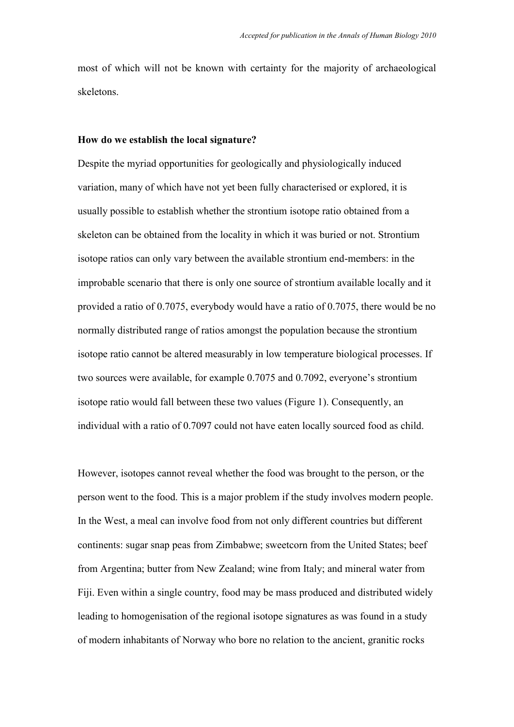most of which will not be known with certainty for the majority of archaeological skeletons.

**How do we establish the local signature?**

Despite the myriad opportunities for geologically and physiologically induced variation, many of which have not yet been fully characterised or explored, it is usually possible to establish whether the strontium isotope ratio obtained from a skeleton can be obtained from the locality in which it was buried or not. Strontium isotope ratios can only vary between the available strontium end-members: in the improbable scenario that there is only one source of strontium available locally and it provided a ratio of 0.7075, everybody would have a ratio of 0.7075, there would be no normally distributed range of ratios amongst the population because the strontium isotope ratio cannot be altered measurably in low temperature biological processes. If two sources were available, for example 0.7075 and 0.7092, everyone's strontium isotope ratio would fall between these two values (Figure 1). Consequently, an individual with a ratio of 0.7097 could not have eaten locally sourced food as child.

However, isotopes cannot reveal whether the food was brought to the person, or the person went to the food. This is a major problem if the study involves modern people. In the West, a meal can involve food from not only different countries but different continents: sugar snap peas from Zimbabwe; sweetcorn from the United States; beef from Argentina; butter from New Zealand; wine from Italy; and mineral water from Fiji. Even within a single country, food may be mass produced and distributed widely leading to homogenisation of the regional isotope signatures as was found in a study of modern inhabitants of Norway who bore no relation to the ancient, granitic rocks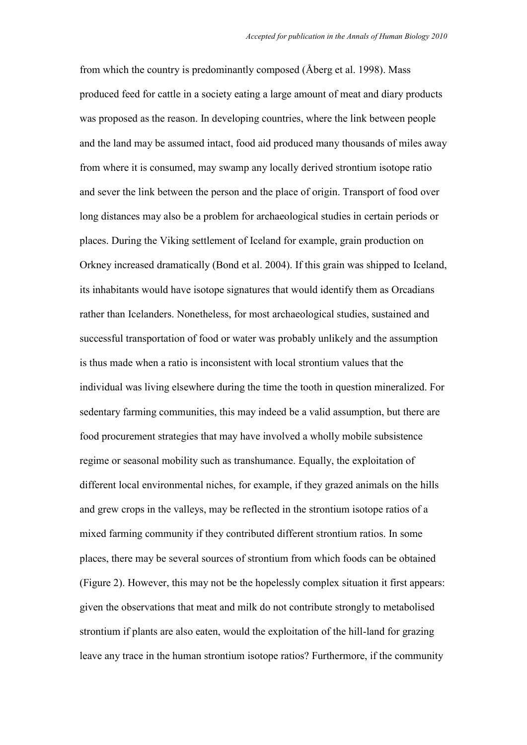from which the country is predominantly composed (Åberg et al. 1998). Mass produced feed for cattle in a society eating a large amount of meat and diary products was proposed as the reason. In developing countries, where the link between people and the land may be assumed intact, food aid produced many thousands of miles away from where it is consumed, may swamp any locally derived strontium isotope ratio and sever the link between the person and the place of origin. Transport of food over long distances may also be a problem for archaeological studies in certain periods or places. During the Viking settlement of Iceland for example, grain production on Orkney increased dramatically (Bond et al. 2004). If this grain was shipped to Iceland, its inhabitants would have isotope signatures that would identify them as Orcadians rather than Icelanders. Nonetheless, for most archaeological studies, sustained and successful transportation of food or water was probably unlikely and the assumption is thus made when a ratio is inconsistent with local strontium values that the individual was living elsewhere during the time the tooth in question mineralized. For sedentary farming communities, this may indeed be a valid assumption, but there are food procurement strategies that may have involved a wholly mobile subsistence regime or seasonal mobility such as transhumance. Equally, the exploitation of different local environmental niches, for example, if they grazed animals on the hills and grew crops in the valleys, may be reflected in the strontium isotope ratios of a mixed farming community if they contributed different strontium ratios. In some places, there may be several sources of strontium from which foods can be obtained (Figure 2). However, this may not be the hopelessly complex situation it first appears: given the observations that meat and milk do not contribute strongly to metabolised strontium if plants are also eaten, would the exploitation of the hill-land for grazing leave any trace in the human strontium isotope ratios? Furthermore, if the community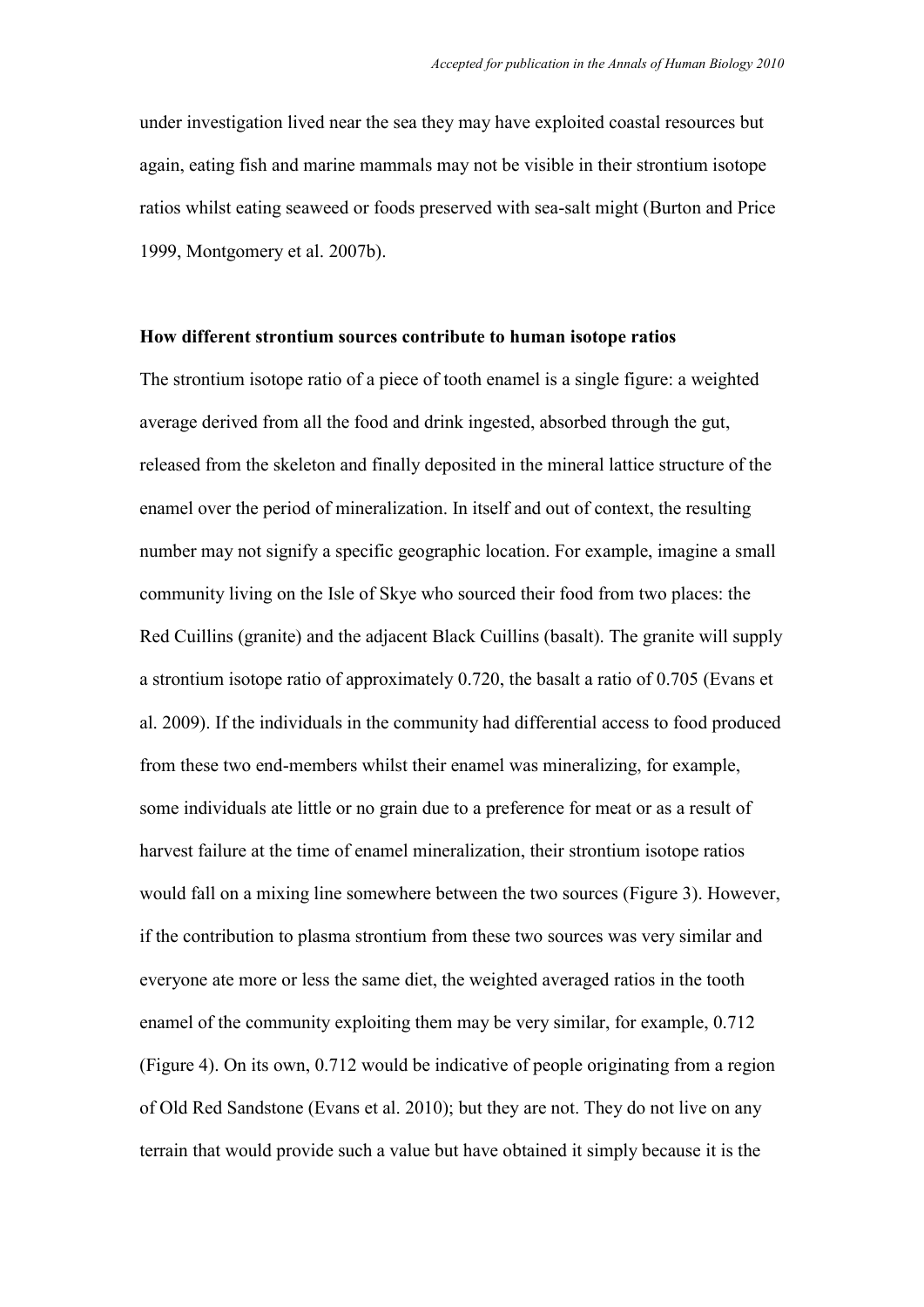under investigation lived near the sea they may have exploited coastal resources but again, eating fish and marine mammals may not be visible in their strontium isotope ratios whilst eating seaweed or foods preserved with sea-salt might (Burton and Price 1999, Montgomery et al. 2007b).

**How different strontium sources contribute to human isotope ratios**

The strontium isotope ratio of a piece of tooth enamel is a single figure: a weighted average derived from all the food and drink ingested, absorbed through the gut, released from the skeleton and finally deposited in the mineral lattice structure of the enamel over the period of mineralization. In itself and out of context, the resulting number may not signify a specific geographic location. For example, imagine a small community living on the Isle of Skye who sourced their food from two places: the Red Cuillins (granite) and the adjacent Black Cuillins (basalt). The granite will supply a strontium isotope ratio of approximately 0.720, the basalt a ratio of 0.705 (Evans et al. 2009). If the individuals in the community had differential access to food produced from these two end-members whilst their enamel was mineralizing, for example, some individuals ate little or no grain due to a preference for meat or as a result of harvest failure at the time of enamel mineralization, their strontium isotope ratios would fall on a mixing line somewhere between the two sources (Figure 3). However, if the contribution to plasma strontium from these two sources was very similar and everyone ate more or less the same diet, the weighted averaged ratios in the tooth enamel of the community exploiting them may be very similar, for example, 0.712 (Figure 4). On its own, 0.712 would be indicative of people originating from a region of Old Red Sandstone (Evans et al. 2010); but they are not. They do not live on any terrain that would provide such a value but have obtained it simply because it is the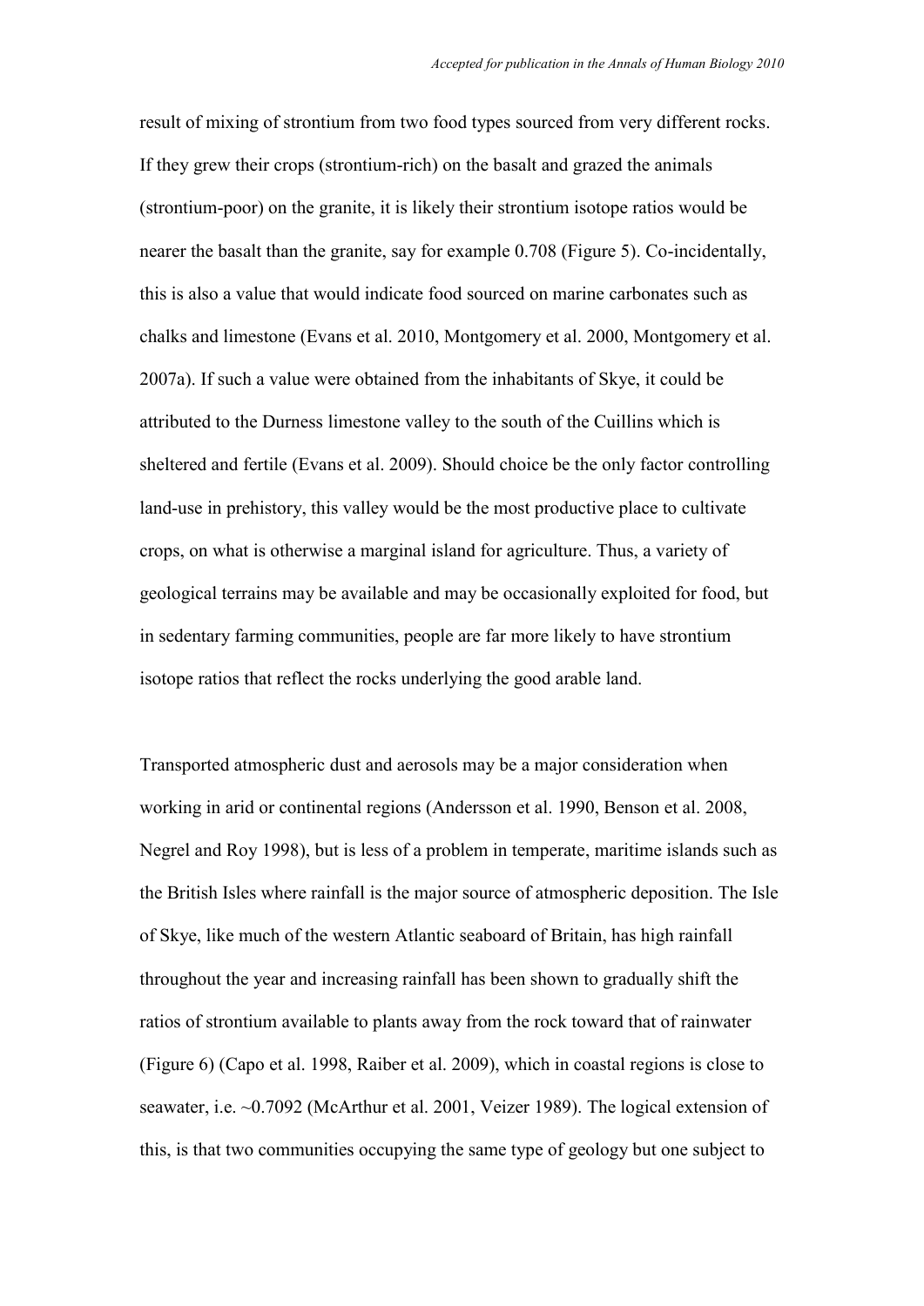result of mixing of strontium from two food types sourced from very different rocks. If they grew their crops (strontium-rich) on the basalt and grazed the animals (strontium-poor) on the granite, it is likely their strontium isotope ratios would be nearer the basalt than the granite, say for example 0.708 (Figure 5). Co-incidentally, this is also a value that would indicate food sourced on marine carbonates such as chalks and limestone (Evans et al. 2010, Montgomery et al. 2000, Montgomery et al. 2007a). If such a value were obtained from the inhabitants of Skye, it could be attributed to the Durness limestone valley to the south of the Cuillins which is sheltered and fertile (Evans et al. 2009). Should choice be the only factor controlling land-use in prehistory, this valley would be the most productive place to cultivate crops, on what is otherwise a marginal island for agriculture. Thus, a variety of geological terrains may be available and may be occasionally exploited for food, but in sedentary farming communities, people are far more likely to have strontium isotope ratios that reflect the rocks underlying the good arable land.

Transported atmospheric dust and aerosols may be a major consideration when working in arid or continental regions (Andersson et al. 1990, Benson et al. 2008, Negrel and Roy 1998), but is less of a problem in temperate, maritime islands such as the British Isles where rainfall is the major source of atmospheric deposition. The Isle of Skye, like much of the western Atlantic seaboard of Britain, has high rainfall throughout the year and increasing rainfall has been shown to gradually shift the ratios of strontium available to plants away from the rock toward that of rainwater (Figure 6) (Capo et al. 1998, Raiber et al. 2009), which in coastal regions is close to seawater, i.e. ~0.7092 (McArthur et al. 2001, Veizer 1989). The logical extension of this, is that two communities occupying the same type of geology but one subject to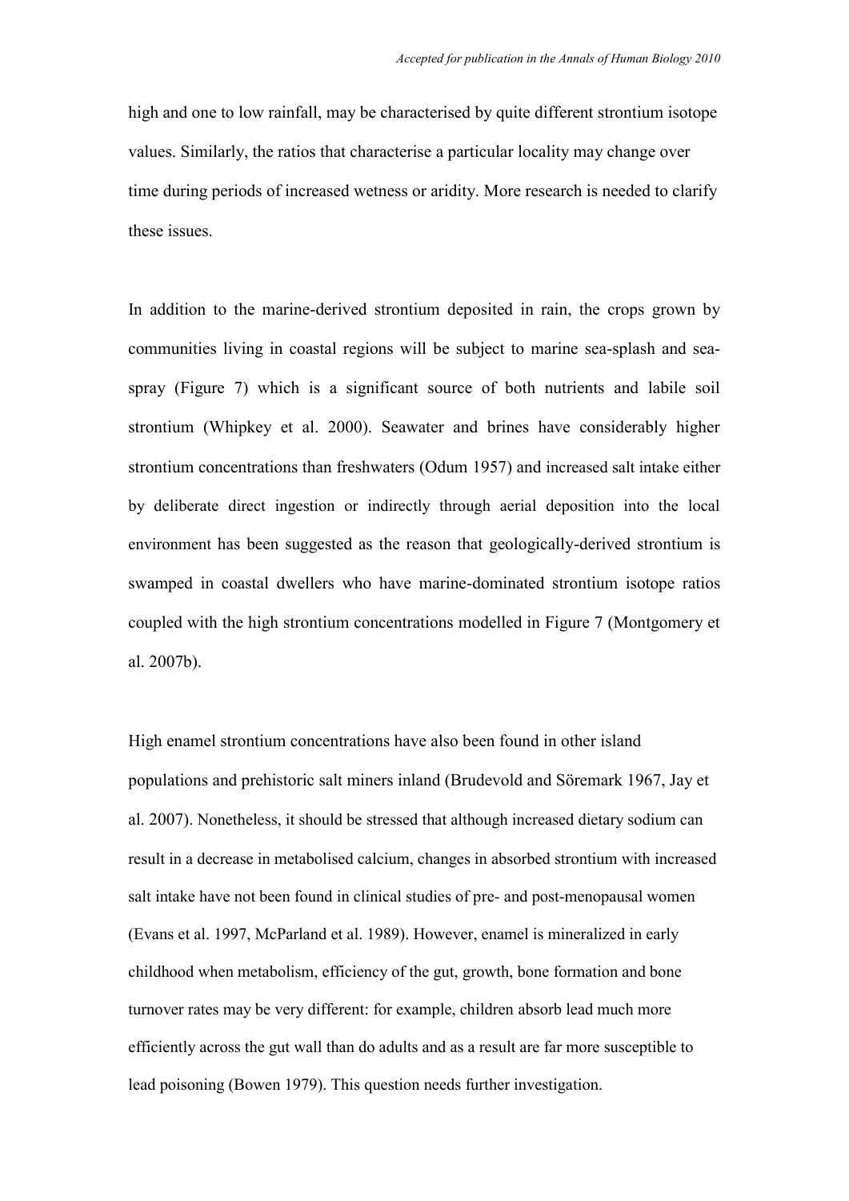high and one to low rainfall, may be characterised by quite different strontium isotope values. Similarly, the ratios that characterise a particular locality may change over time during periods of increased wetness or aridity. More research is needed to clarify these issues.

In addition to the marine-derived strontium deposited in rain, the crops grown by communities living in coastal regions will be subject to marine sea-splash and sea-spray (Figure 7) which is a significant source of both nutrients and labile soil strontium (Whipkey et al. 2000). Seawater and brines have considerably higher strontium concentrations than freshwaters (Odum 1957) and increased salt intake either by deliberate direct ingestion or indirectly through aerial deposition into the local environment has been suggested as the reason that geologically-derived strontium is swamped in coastal dwellers who have marine-dominated strontium isotope ratios coupled with the high strontium concentrations modelled in Figure 7 (Montgomery et al. 2007b).

High enamel strontium concentrations have also been found in other island populations and prehistoric salt miners inland (Brudevold and Söremark 1967, Jay et al. 2007). Nonetheless, it should be stressed that although increased dietary sodium can result in a decrease in metabolised calcium, changes in absorbed strontium with increased salt intake have not been found in clinical studies of pre- and post-menopausal women (Evans et al. 1997, McParland et al. 1989). However, enamel is mineralized in early childhood when metabolism, efficiency of the gut, growth, bone formation and bone turnover rates may be very different: for example, children absorb lead much more efficiently across the gut wall than do adults and as a result are far more susceptible to lead poisoning (Bowen 1979). This question needs further investigation.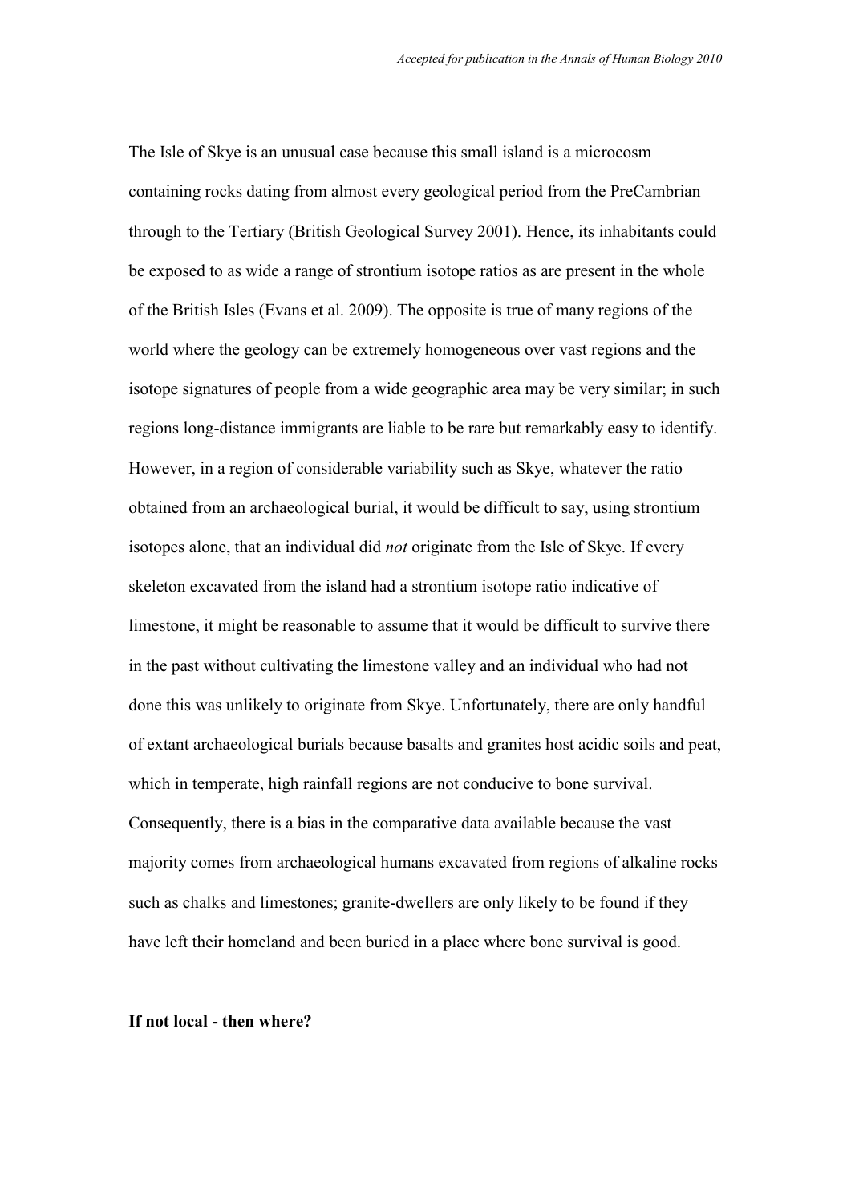The Isle of Skye is an unusual case because this small island is a microcosm containing rocks dating from almost every geological period from the PreCambrian through to the Tertiary (British Geological Survey 2001). Hence, its inhabitants could be exposed to as wide a range of strontium isotope ratios as are present in the whole of the British Isles (Evans et al. 2009). The opposite is true of many regions of the world where the geology can be extremely homogeneous over vast regions and the isotope signatures of people from a wide geographic area may be very similar; in such regions long-distance immigrants are liable to be rare but remarkably easy to identify. However, in a region of considerable variability such as Skye, whatever the ratio obtained from an archaeological burial, it would be difficult to say, using strontium isotopes alone, that an individual did *not* originate from the Isle of Skye. If every skeleton excavated from the island had a strontium isotope ratio indicative of limestone, it might be reasonable to assume that it would be difficult to survive there in the past without cultivating the limestone valley and an individual who had not done this was unlikely to originate from Skye. Unfortunately, there are only handful of extant archaeological burials because basalts and granites host acidic soils and peat, which in temperate, high rainfall regions are not conducive to bone survival. Consequently, there is a bias in the comparative data available because the vast majority comes from archaeological humans excavated from regions of alkaline rocks such as chalks and limestones; granite-dwellers are only likely to be found if they have left their homeland and been buried in a place where bone survival is good.

**If not local - then where?**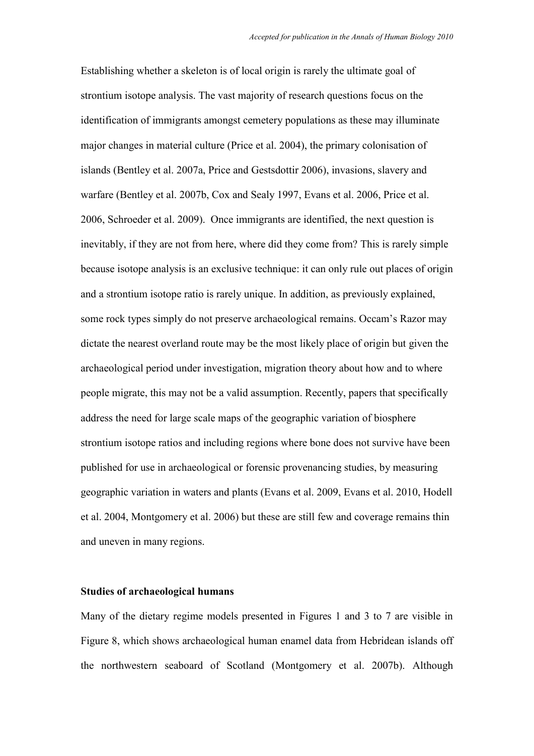Establishing whether a skeleton is of local origin is rarely the ultimate goal of strontium isotope analysis. The vast majority of research questions focus on the identification of immigrants amongst cemetery populations as these may illuminate major changes in material culture (Price et al. 2004), the primary colonisation of islands (Bentley et al. 2007a, Price and Gestsdottir 2006), invasions, slavery and warfare (Bentley et al. 2007b, Cox and Sealy 1997, Evans et al. 2006, Price et al. 2006, Schroeder et al. 2009). Once immigrants are identified, the next question is inevitably, if they are not from here, where did they come from? This is rarely simple because isotope analysis is an exclusive technique: it can only rule out places of origin and a strontium isotope ratio is rarely unique. In addition, as previously explained, some rock types simply do not preserve archaeological remains. Occam's Razor may dictate the nearest overland route may be the most likely place of origin but given the archaeological period under investigation, migration theory about how and to where people migrate, this may not be a valid assumption. Recently, papers that specifically address the need for large scale maps of the geographic variation of biosphere strontium isotope ratios and including regions where bone does not survive have been published for use in archaeological or forensic provenancing studies, by measuring geographic variation in waters and plants (Evans et al. 2009, Evans et al. 2010, Hodell et al. 2004, Montgomery et al. 2006) but these are still few and coverage remains thin and uneven in many regions.

**Studies of archaeological humans**

Many of the dietary regime models presented in Figures 1 and 3 to 7 are visible in Figure 8, which shows archaeological human enamel data from Hebridean islands off the northwestern seaboard of Scotland (Montgomery et al. 2007b). Although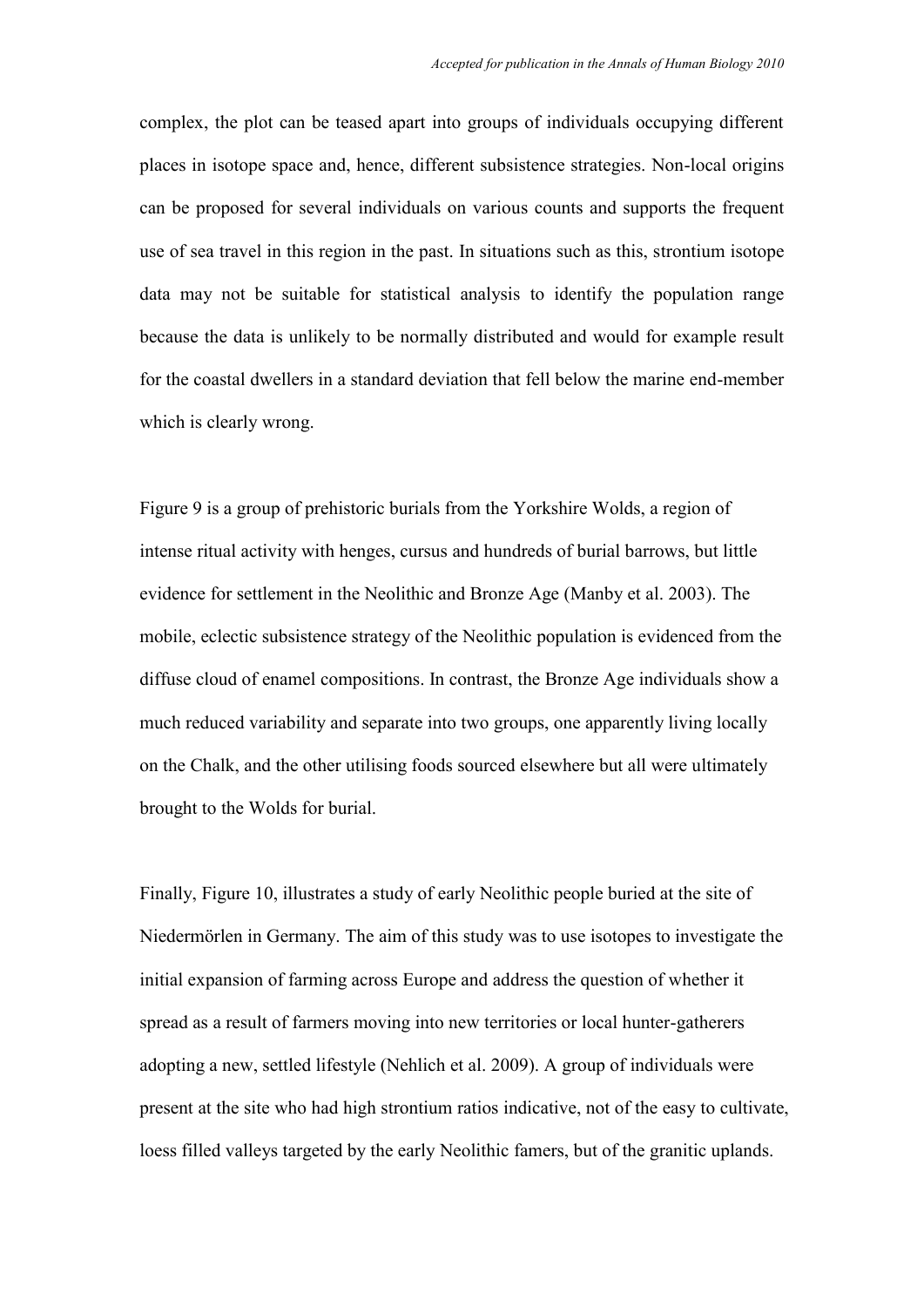complex, the plot can be teased apart into groups of individuals occupying different places in isotope space and, hence, different subsistence strategies. Non-local origins can be proposed for several individuals on various counts and supports the frequent use of sea travel in this region in the past. In situations such as this, strontium isotope data may not be suitable for statistical analysis to identify the population range because the data is unlikely to be normally distributed and would for example result for the coastal dwellers in a standard deviation that fell below the marine end-member which is clearly wrong.

Figure 9 is a group of prehistoric burials from the Yorkshire Wolds, a region of intense ritual activity with henges, cursus and hundreds of burial barrows, but little evidence for settlement in the Neolithic and Bronze Age (Manby et al. 2003). The mobile, eclectic subsistence strategy of the Neolithic population is evidenced from the diffuse cloud of enamel compositions. In contrast, the Bronze Age individuals show a much reduced variability and separate into two groups, one apparently living locally on the Chalk, and the other utilising foods sourced elsewhere but all were ultimately brought to the Wolds for burial.

Finally, Figure 10, illustrates a study of early Neolithic people buried at the site of Niedermörlen in Germany. The aim of this study was to use isotopes to investigate the initial expansion of farming across Europe and address the question of whether it spread as a result of farmers moving into new territories or local hunter-gatherers adopting a new, settled lifestyle (Nehlich et al. 2009). A group of individuals were present at the site who had high strontium ratios indicative, not of the easy to cultivate, loess filled valleys targeted by the early Neolithic famers, but of the granitic uplands.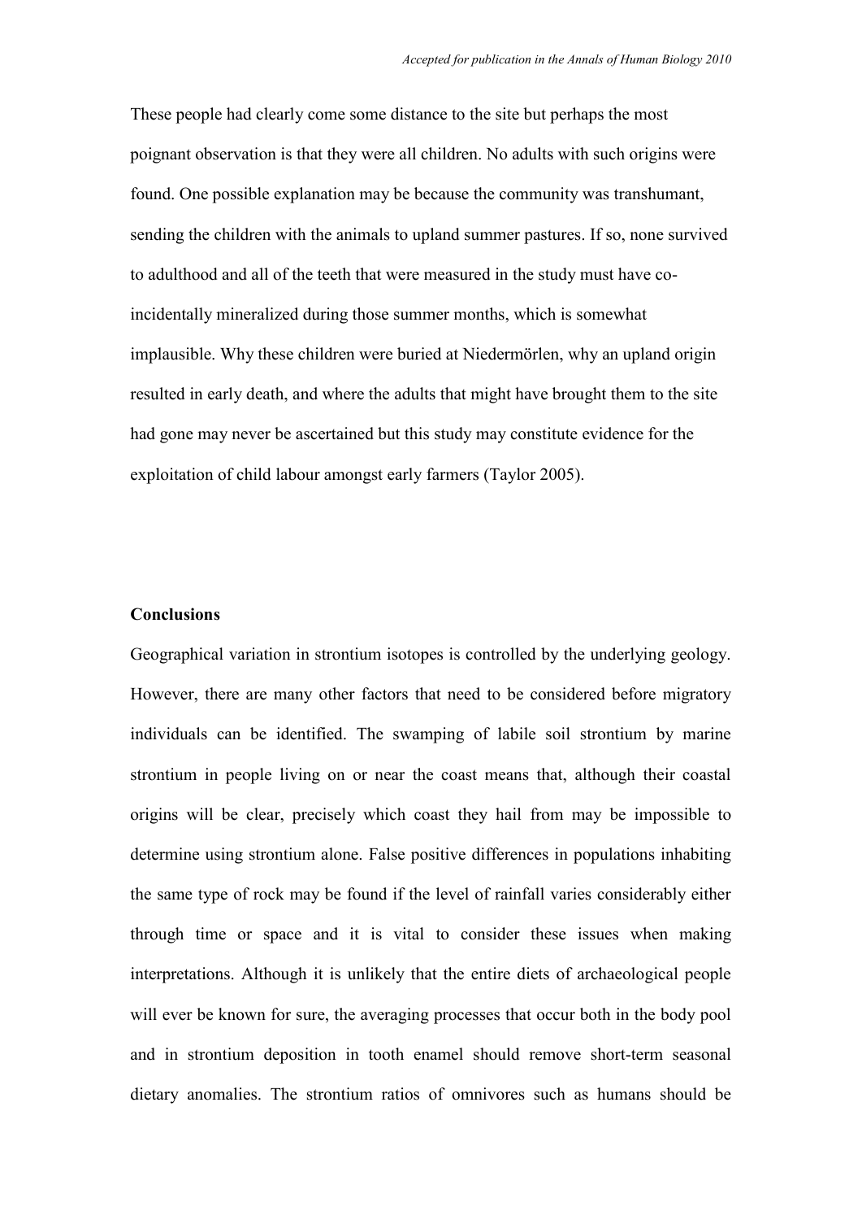These people had clearly come some distance to the site but perhaps the most poignant observation is that they were all children. No adults with such origins were found. One possible explanation may be because the community was transhumant, sending the children with the animals to upland summer pastures. If so, none survived to adulthood and all of the teeth that were measured in the study must have co-incidentally mineralized during those summer months, which is somewhat implausible. Why these children were buried at Niedermörlen, why an upland origin resulted in early death, and where the adults that might have brought them to the site had gone may never be ascertained but this study may constitute evidence for the exploitation of child labour amongst early farmers (Taylor 2005).

## Conclusions

Geographical variation in strontium isotopes is controlled by the underlying geology. However, there are many other factors that need to be considered before migratory individuals can be identified. The swamping of labile soil strontium by marine strontium in people living on or near the coast means that, although their coastal origins will be clear, precisely which coast they hail from may be impossible to determine using strontium alone. False positive differences in populations inhabiting the same type of rock may be found if the level of rainfall varies considerably either through time or space and it is vital to consider these issues when making interpretations. Although it is unlikely that the entire diets of archaeological people will ever be known for sure, the averaging processes that occur both in the body pool and in strontium deposition in tooth enamel should remove short-term seasonal dietary anomalies. The strontium ratios of omnivores such as humans should be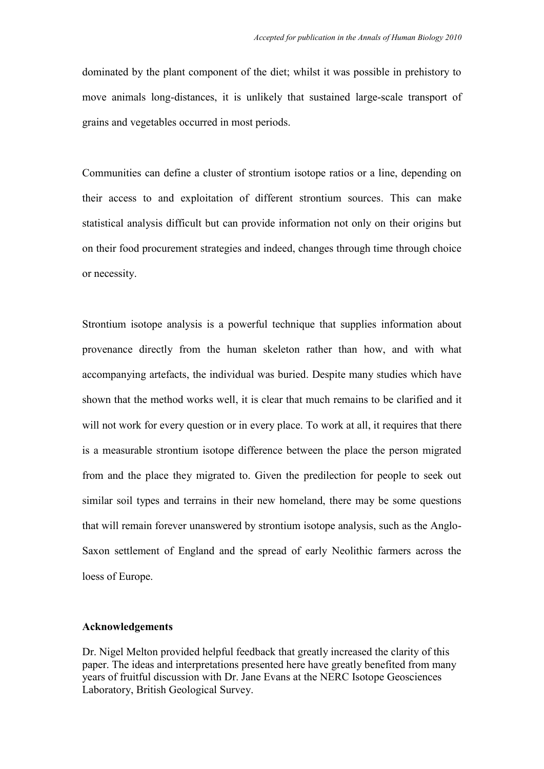dominated by the plant component of the diet; whilst it was possible in prehistory to move animals long-distances, it is unlikely that sustained large-scale transport of grains and vegetables occurred in most periods.

Communities can define a cluster of strontium isotope ratios or a line, depending on their access to and exploitation of different strontium sources. This can make statistical analysis difficult but can provide information not only on their origins but on their food procurement strategies and indeed, changes through time through choice or necessity.

Strontium isotope analysis is a powerful technique that supplies information about provenance directly from the human skeleton rather than how, and with what accompanying artefacts, the individual was buried. Despite many studies which have shown that the method works well, it is clear that much remains to be clarified and it will not work for every question or in every place. To work at all, it requires that there is a measurable strontium isotope difference between the place the person migrated from and the place they migrated to. Given the predilection for people to seek out similar soil types and terrains in their new homeland, there may be some questions that will remain forever unanswered by strontium isotope analysis, such as the Anglo-Saxon settlement of England and the spread of early Neolithic farmers across the loess of Europe.

**Acknowledgements**

Dr. Nigel Melton provided helpful feedback that greatly increased the clarity of this paper. The ideas and interpretations presented here have greatly benefited from many years of fruitful discussion with Dr. Jane Evans at the NERC Isotope Geosciences Laboratory, British Geological Survey.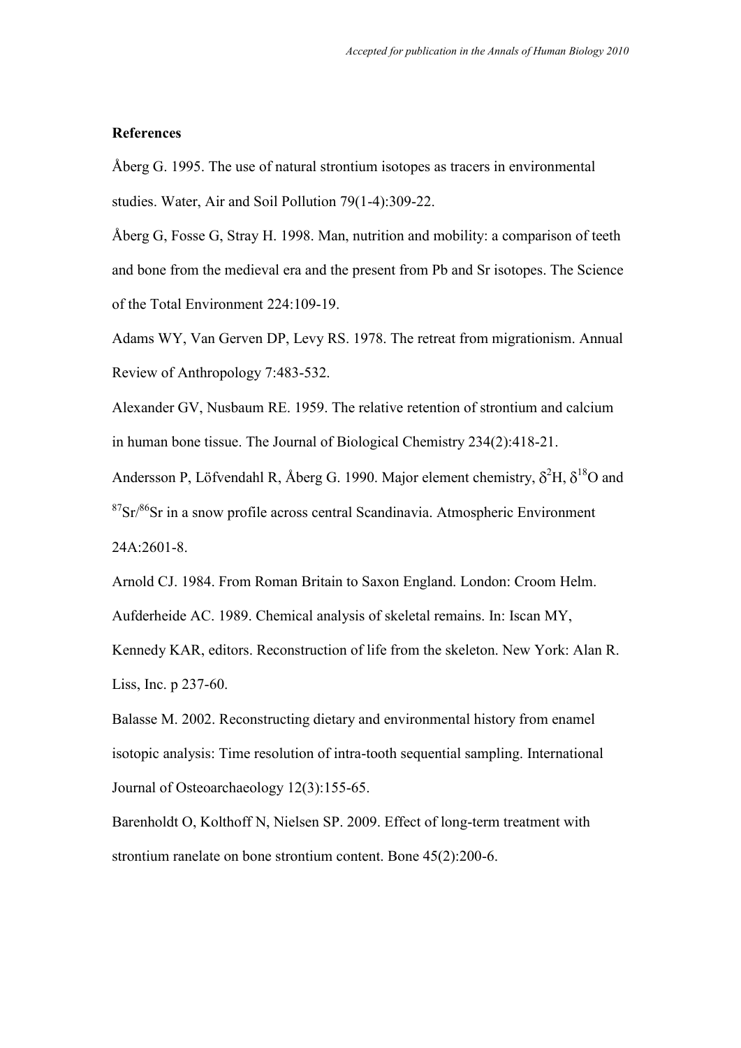**References**

Åberg G. 1995. The use of natural strontium isotopes as tracers in environmental studies. Water, Air and Soil Pollution 79(1-4):309-22.

Åberg G, Fosse G, Stray H. 1998. Man, nutrition and mobility: a comparison of teeth and bone from the medieval era and the present from Pb and Sr isotopes. The Science of the Total Environment 224:109-19.

Adams WY, Van Gerven DP, Levy RS. 1978. The retreat from migrationism. Annual Review of Anthropology 7:483-532.

Alexander GV, Nusbaum RE. 1959. The relative retention of strontium and calcium in human bone tissue. The Journal of Biological Chemistry 234(2):418-21.

Andersson P, Löfvendahl R, Åberg G. 1990. Major element chemistry, $\delta^2$H, $\delta^{18}$O and $^{87}$Sr/$^{86}$Sr in a snow profile across central Scandinavia. Atmospheric Environment 24A:2601-8.

Arnold CJ. 1984. From Roman Britain to Saxon England. London: Croom Helm.

Aufderheide AC. 1989. Chemical analysis of skeletal remains. In: Iscan MY, Kennedy KAR, editors. Reconstruction of life from the skeleton. New York: Alan R. Liss, Inc. p 237-60.

Balasse M. 2002. Reconstructing dietary and environmental history from enamel isotopic analysis: Time resolution of intra-tooth sequential sampling. International Journal of Osteoarchaeology 12(3):155-65.

Barenholdt O, Kolthoff N, Nielsen SP. 2009. Effect of long-term treatment with strontium ranelate on bone strontium content. Bone 45(2):200-6.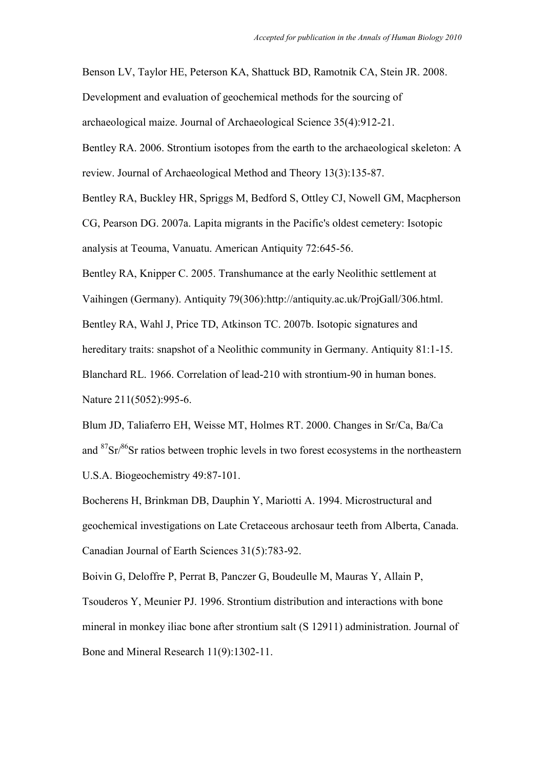Benson LV, Taylor HE, Peterson KA, Shattuck BD, Ramotnik CA, Stein JR. 2008. Development and evaluation of geochemical methods for the sourcing of archaeological maize. Journal of Archaeological Science 35(4):912-21.

Bentley RA. 2006. Strontium isotopes from the earth to the archaeological skeleton: A review. Journal of Archaeological Method and Theory 13(3):135-87.

Bentley RA, Buckley HR, Spriggs M, Bedford S, Ottley CJ, Nowell GM, Macpherson CG, Pearson DG. 2007a. Lapita migrants in the Pacific's oldest cemetery: Isotopic analysis at Teouma, Vanuatu. American Antiquity 72:645-56.

Bentley RA, Knipper C. 2005. Transhumance at the early Neolithic settlement at Vaihingen (Germany). Antiquity 79(306):http://antiquity.ac.uk/ProjGall/306.html.

Bentley RA, Wahl J, Price TD, Atkinson TC. 2007b. Isotopic signatures and hereditary traits: snapshot of a Neolithic community in Germany. Antiquity 81:1-15.

Blanchard RL. 1966. Correlation of lead-210 with strontium-90 in human bones. Nature 211(5052):995-6.

Blum JD, Taliaferro EH, Weisse MT, Holmes RT. 2000. Changes in Sr/Ca, Ba/Ca and $^{87}Sr/^{86}Sr$ ratios between trophic levels in two forest ecosystems in the northeastern U.S.A. Biogeochemistry 49:87-101.

Bocherens H, Brinkman DB, Dauphin Y, Mariotti A. 1994. Microstructural and geochemical investigations on Late Cretaceous archosaur teeth from Alberta, Canada. Canadian Journal of Earth Sciences 31(5):783-92.

Boivin G, Deloffre P, Perrat B, Panczer G, Boudeulle M, Mauras Y, Allain P, Tsouderos Y, Meunier PJ. 1996. Strontium distribution and interactions with bone mineral in monkey iliac bone after strontium salt (S 12911) administration. Journal of Bone and Mineral Research 11(9):1302-11.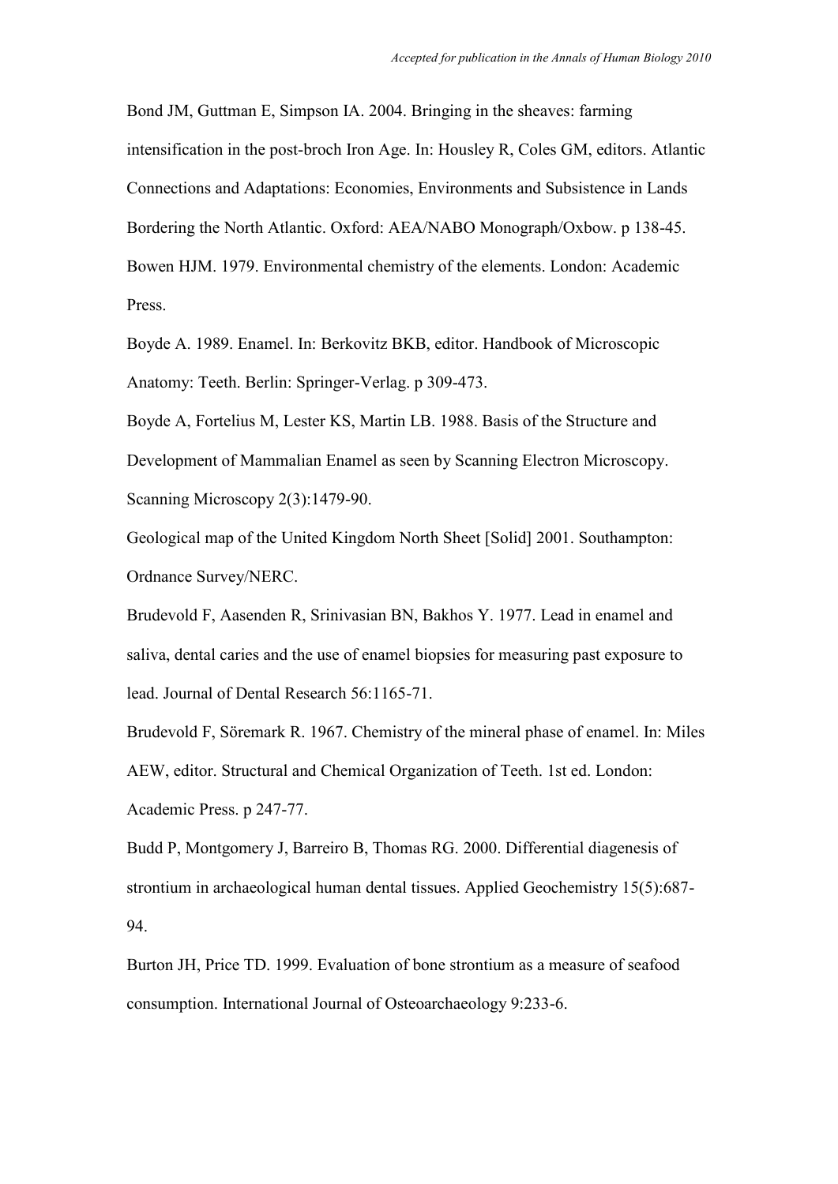Bond JM, Guttman E, Simpson IA. 2004. Bringing in the sheaves: farming intensification in the post-broch Iron Age. In: Housley R, Coles GM, editors. Atlantic Connections and Adaptations: Economies, Environments and Subsistence in Lands Bordering the North Atlantic. Oxford: AEA/NABO Monograph/Oxbow. p 138-45.

Bowen HJM. 1979. Environmental chemistry of the elements. London: Academic Press.

Boyde A. 1989. Enamel. In: Berkovitz BKB, editor. Handbook of Microscopic Anatomy: Teeth. Berlin: Springer-Verlag. p 309-473.

Boyde A, Fortelius M, Lester KS, Martin LB. 1988. Basis of the Structure and Development of Mammalian Enamel as seen by Scanning Electron Microscopy. Scanning Microscopy 2(3):1479-90.

Geological map of the United Kingdom North Sheet [Solid] 2001. Southampton: Ordnance Survey/NERC.

Brudevold F, Aasenden R, Srinivasian BN, Bakhos Y. 1977. Lead in enamel and saliva, dental caries and the use of enamel biopsies for measuring past exposure to lead. Journal of Dental Research 56:1165-71.

Brudevold F, Söremark R. 1967. Chemistry of the mineral phase of enamel. In: Miles AEW, editor. Structural and Chemical Organization of Teeth. 1st ed. London: Academic Press. p 247-77.

Budd P, Montgomery J, Barreiro B, Thomas RG. 2000. Differential diagenesis of strontium in archaeological human dental tissues. Applied Geochemistry 15(5):687-94.

Burton JH, Price TD. 1999. Evaluation of bone strontium as a measure of seafood consumption. International Journal of Osteoarchaeology 9:233-6.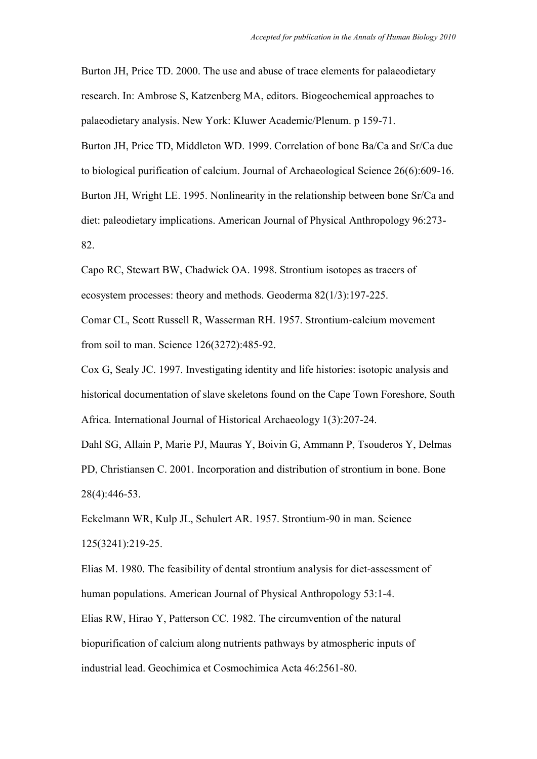Burton JH, Price TD. 2000. The use and abuse of trace elements for palaeodietary research. In: Ambrose S, Katzenberg MA, editors. Biogeochemical approaches to palaeodietary analysis. New York: Kluwer Academic/Plenum. p 159-71.

Burton JH, Price TD, Middleton WD. 1999. Correlation of bone Ba/Ca and Sr/Ca due to biological purification of calcium. Journal of Archaeological Science 26(6):609-16.

Burton JH, Wright LE. 1995. Nonlinearity in the relationship between bone Sr/Ca and diet: paleodietary implications. American Journal of Physical Anthropology 96:273-82.

Capo RC, Stewart BW, Chadwick OA. 1998. Strontium isotopes as tracers of ecosystem processes: theory and methods. Geoderma 82(1/3):197-225.

Comar CL, Scott Russell R, Wasserman RH. 1957. Strontium-calcium movement from soil to man. Science 126(3272):485-92.

Cox G, Sealy JC. 1997. Investigating identity and life histories: isotopic analysis and historical documentation of slave skeletons found on the Cape Town Foreshore, South Africa. International Journal of Historical Archaeology 1(3):207-24.

Dahl SG, Allain P, Marie PJ, Mauras Y, Boivin G, Ammann P, Tsouderos Y, Delmas PD, Christiansen C. 2001. Incorporation and distribution of strontium in bone. Bone 28(4):446-53.

Eckelmann WR, Kulp JL, Schulert AR. 1957. Strontium-90 in man. Science 125(3241):219-25.

Elias M. 1980. The feasibility of dental strontium analysis for diet-assessment of human populations. American Journal of Physical Anthropology 53:1-4.

Elias RW, Hirao Y, Patterson CC. 1982. The circumvention of the natural biopurification of calcium along nutrients pathways by atmospheric inputs of industrial lead. Geochimica et Cosmochimica Acta 46:2561-80.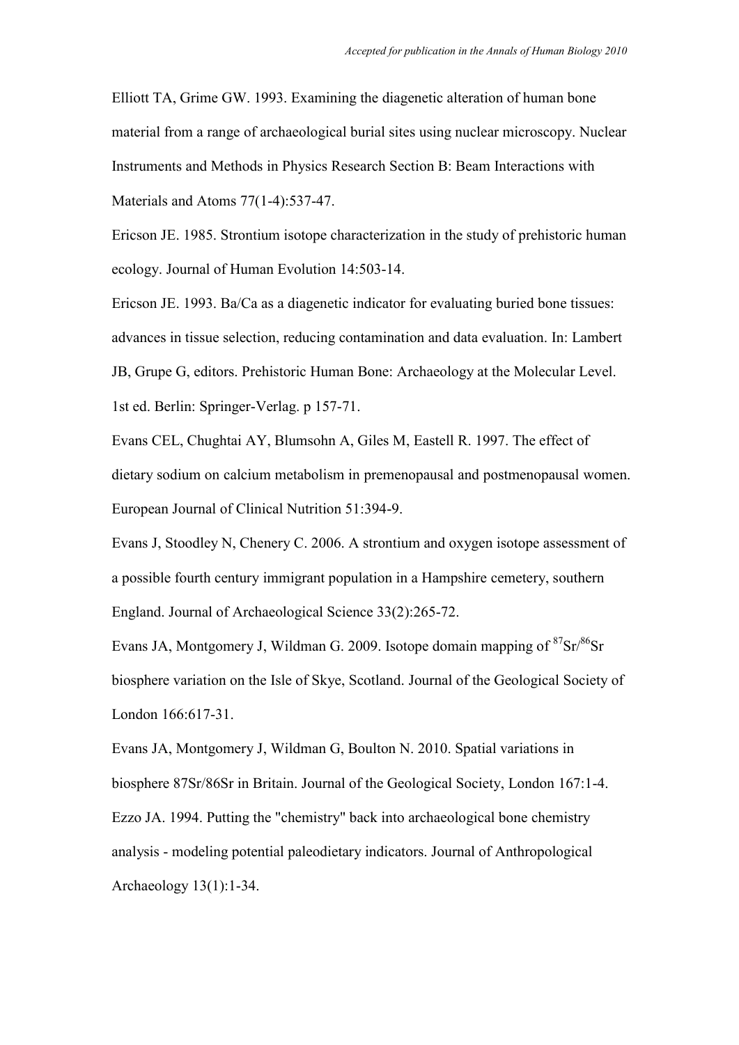Elliott TA, Grime GW. 1993. Examining the diagenetic alteration of human bone material from a range of archaeological burial sites using nuclear microscopy. Nuclear Instruments and Methods in Physics Research Section B: Beam Interactions with Materials and Atoms 77(1-4):537-47.

Ericson JE. 1985. Strontium isotope characterization in the study of prehistoric human ecology. Journal of Human Evolution 14:503-14.

Ericson JE. 1993. Ba/Ca as a diagenetic indicator for evaluating buried bone tissues: advances in tissue selection, reducing contamination and data evaluation. In: Lambert JB, Grupe G, editors. Prehistoric Human Bone: Archaeology at the Molecular Level. 1st ed. Berlin: Springer-Verlag. p 157-71.

Evans CEL, Chughtai AY, Blumsohn A, Giles M, Eastell R. 1997. The effect of dietary sodium on calcium metabolism in premenopausal and postmenopausal women. European Journal of Clinical Nutrition 51:394-9.

Evans J, Stoodley N, Chenery C. 2006. A strontium and oxygen isotope assessment of a possible fourth century immigrant population in a Hampshire cemetery, southern England. Journal of Archaeological Science 33(2):265-72.

Evans JA, Montgomery J, Wildman G. 2009. Isotope domain mapping of $^{87}Sr/^{86}Sr$ biosphere variation on the Isle of Skye, Scotland. Journal of the Geological Society of London 166:617-31.

Evans JA, Montgomery J, Wildman G, Boulton N. 2010. Spatial variations in biosphere 87Sr/86Sr in Britain. Journal of the Geological Society, London 167:1-4.

Ezzo JA. 1994. Putting the "chemistry" back into archaeological bone chemistry analysis - modeling potential paleodietary indicators. Journal of Anthropological Archaeology 13(1):1-34.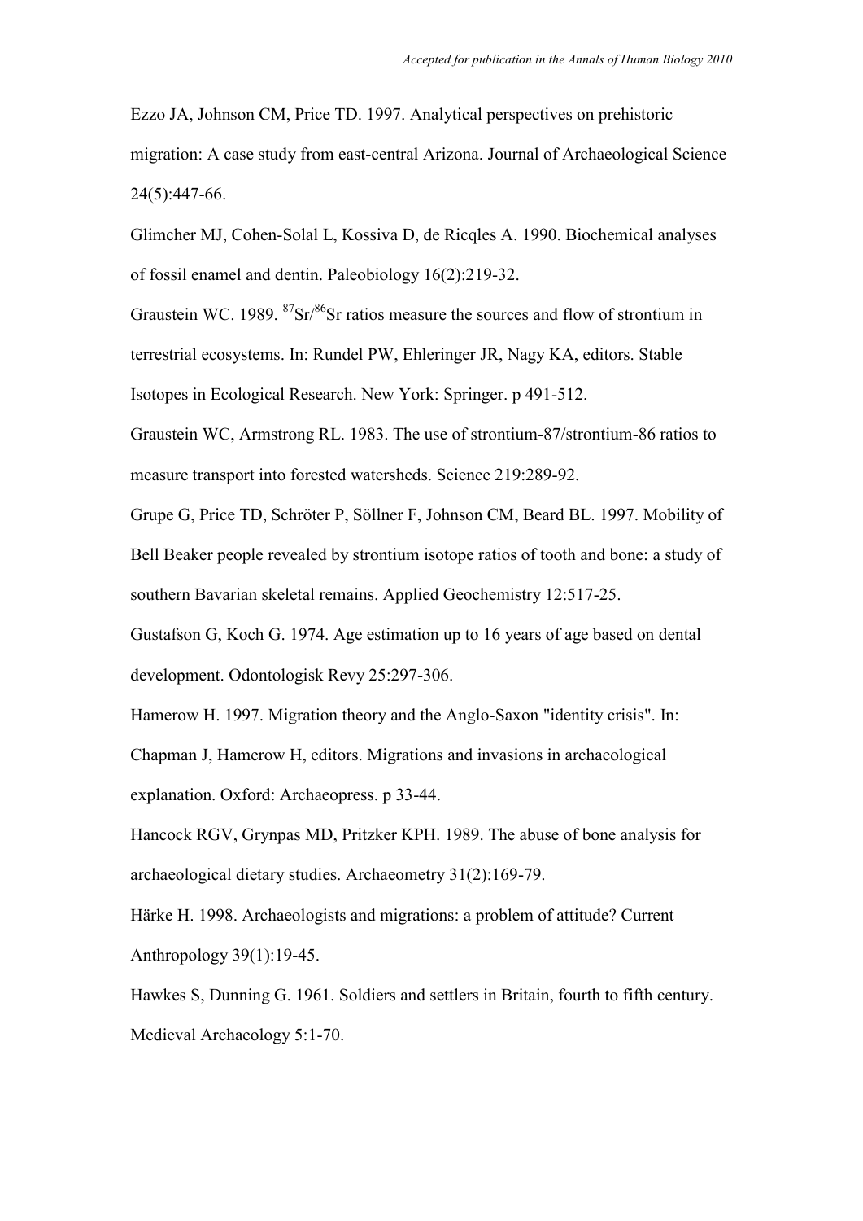Ezzo JA, Johnson CM, Price TD. 1997. Analytical perspectives on prehistoric migration: A case study from east-central Arizona. Journal of Archaeological Science 24(5):447-66.

Glimcher MJ, Cohen-Solal L, Kossiva D, de Ricqles A. 1990. Biochemical analyses of fossil enamel and dentin. Paleobiology 16(2):219-32.

Graustein WC. 1989. $^{87}Sr/^{86}Sr$ ratios measure the sources and flow of strontium in terrestrial ecosystems. In: Rundel PW, Ehleringer JR, Nagy KA, editors. Stable Isotopes in Ecological Research. New York: Springer. p 491-512.

Graustein WC, Armstrong RL. 1983. The use of strontium-87/strontium-86 ratios to measure transport into forested watersheds. Science 219:289-92.

Grupe G, Price TD, Schröter P, Söllner F, Johnson CM, Beard BL. 1997. Mobility of Bell Beaker people revealed by strontium isotope ratios of tooth and bone: a study of southern Bavarian skeletal remains. Applied Geochemistry 12:517-25.

Gustafson G, Koch G. 1974. Age estimation up to 16 years of age based on dental development. Odontologisk Revy 25:297-306.

Hamerow H. 1997. Migration theory and the Anglo-Saxon "identity crisis". In: Chapman J, Hamerow H, editors. Migrations and invasions in archaeological explanation. Oxford: Archaeopress. p 33-44.

Hancock RGV, Grynpas MD, Pritzker KPH. 1989. The abuse of bone analysis for archaeological dietary studies. Archaeometry 31(2):169-79.

Härke H. 1998. Archaeologists and migrations: a problem of attitude? Current Anthropology 39(1):19-45.

Hawkes S, Dunning G. 1961. Soldiers and settlers in Britain, fourth to fifth century. Medieval Archaeology 5:1-70.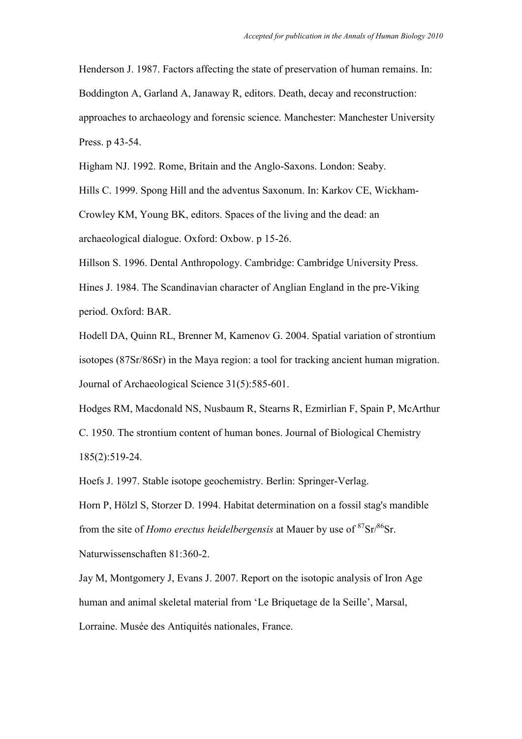Henderson J. 1987. Factors affecting the state of preservation of human remains. In: Boddington A, Garland A, Janaway R, editors. Death, decay and reconstruction: approaches to archaeology and forensic science. Manchester: Manchester University Press. p 43-54.

Higham NJ. 1992. Rome, Britain and the Anglo-Saxons. London: Seaby.

Hills C. 1999. Spong Hill and the adventus Saxonum. In: Karkov CE, Wickham-Crowley KM, Young BK, editors. Spaces of the living and the dead: an archaeological dialogue. Oxford: Oxbow. p 15-26.

Hillson S. 1996. Dental Anthropology. Cambridge: Cambridge University Press.

Hines J. 1984. The Scandinavian character of Anglian England in the pre-Viking period. Oxford: BAR.

Hodell DA, Quinn RL, Brenner M, Kamenov G. 2004. Spatial variation of strontium isotopes (87Sr/86Sr) in the Maya region: a tool for tracking ancient human migration. Journal of Archaeological Science 31(5):585-601.

Hodges RM, Macdonald NS, Nusbaum R, Stearns R, Ezmirlian F, Spain P, McArthur C. 1950. The strontium content of human bones. Journal of Biological Chemistry 185(2):519-24.

Hoefs J. 1997. Stable isotope geochemistry. Berlin: Springer-Verlag.

Horn P, Hölzl S, Storzer D. 1994. Habitat determination on a fossil stag's mandible from the site of *Homo erectus heidelbergensis* at Mauer by use of $^{87}Sr/^{86}Sr$. Naturwissenschaften 81:360-2.

Jay M, Montgomery J, Evans J. 2007. Report on the isotopic analysis of Iron Age human and animal skeletal material from 'Le Briquetage de la Seille', Marsal, Lorraine. Musée des Antiquités nationales, France.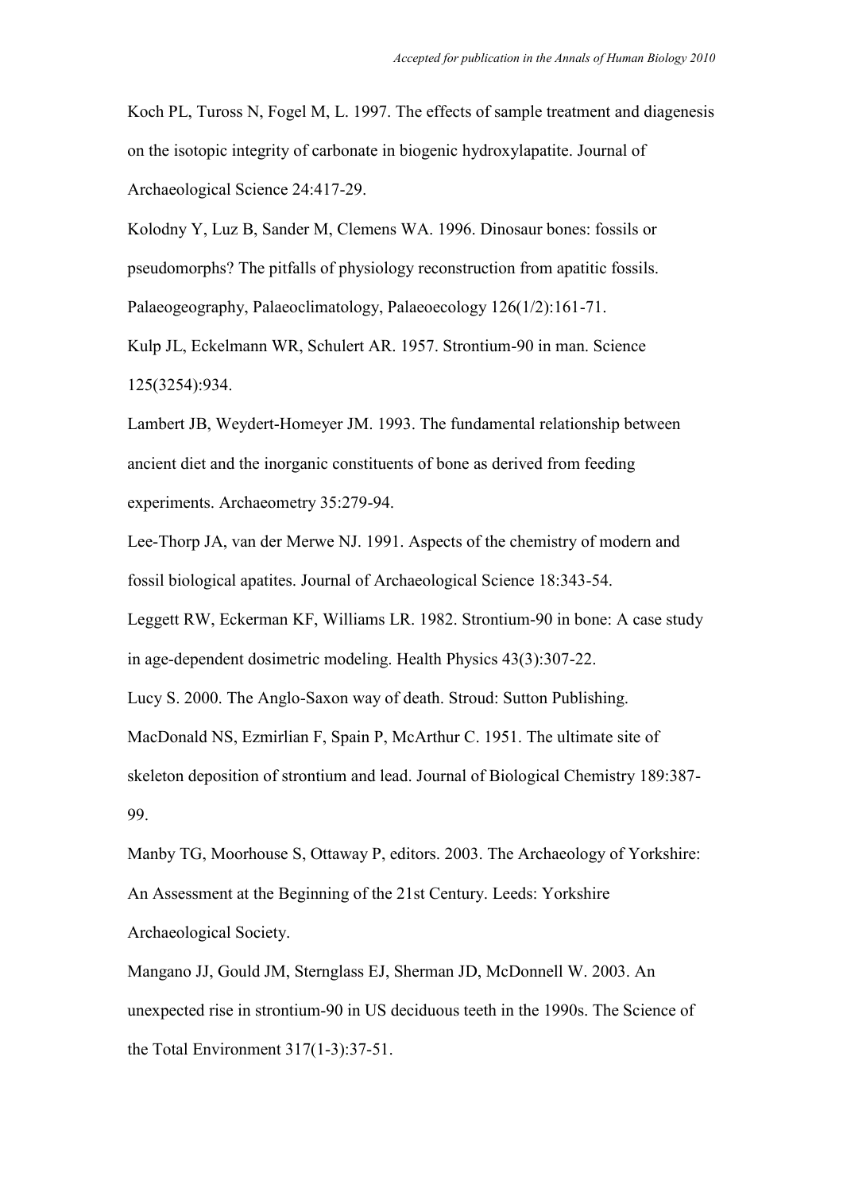Koch PL, Tuross N, Fogel M, L. 1997. The effects of sample treatment and diagenesis on the isotopic integrity of carbonate in biogenic hydroxylapatite. Journal of Archaeological Science 24:417-29.

Kolodny Y, Luz B, Sander M, Clemens WA. 1996. Dinosaur bones: fossils or pseudomorphs? The pitfalls of physiology reconstruction from apatitic fossils. Palaeogeography, Palaeoclimatology, Palaeoecology 126(1/2):161-71.

Kulp JL, Eckelmann WR, Schulert AR. 1957. Strontium-90 in man. Science 125(3254):934.

Lambert JB, Weydert-Homeyer JM. 1993. The fundamental relationship between ancient diet and the inorganic constituents of bone as derived from feeding experiments. Archaeometry 35:279-94.

Lee-Thorp JA, van der Merwe NJ. 1991. Aspects of the chemistry of modern and fossil biological apatites. Journal of Archaeological Science 18:343-54.

Leggett RW, Eckerman KF, Williams LR. 1982. Strontium-90 in bone: A case study in age-dependent dosimetric modeling. Health Physics 43(3):307-22.

Lucy S. 2000. The Anglo-Saxon way of death. Stroud: Sutton Publishing.

MacDonald NS, Ezmirlian F, Spain P, McArthur C. 1951. The ultimate site of skeleton deposition of strontium and lead. Journal of Biological Chemistry 189:387-99.

Manby TG, Moorhouse S, Ottaway P, editors. 2003. The Archaeology of Yorkshire: An Assessment at the Beginning of the 21st Century. Leeds: Yorkshire Archaeological Society.

Mangano JJ, Gould JM, Sternglass EJ, Sherman JD, McDonnell W. 2003. An unexpected rise in strontium-90 in US deciduous teeth in the 1990s. The Science of the Total Environment 317(1-3):37-51.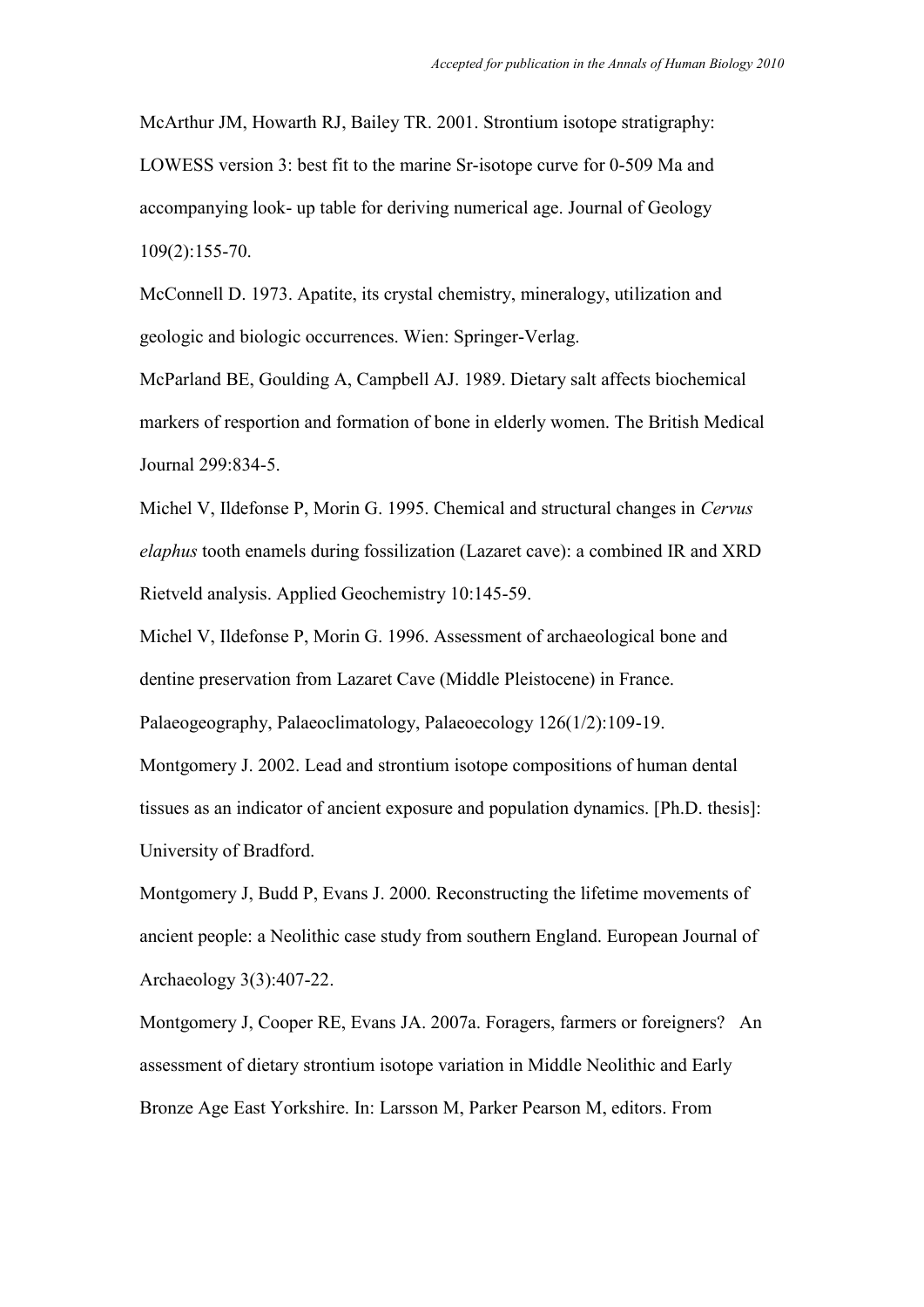McArthur JM, Howarth RJ, Bailey TR. 2001. Strontium isotope stratigraphy: LOWESS version 3: best fit to the marine Sr-isotope curve for 0-509 Ma and accompanying look- up table for deriving numerical age. Journal of Geology 109(2):155-70.

McConnell D. 1973. Apatite, its crystal chemistry, mineralogy, utilization and geologic and biologic occurrences. Wien: Springer-Verlag.

McParland BE, Goulding A, Campbell AJ. 1989. Dietary salt affects biochemical markers of resportion and formation of bone in elderly women. The British Medical Journal 299:834-5.

Michel V, Ildefonse P, Morin G. 1995. Chemical and structural changes in *Cervus elaphus* tooth enamels during fossilization (Lazaret cave): a combined IR and XRD Rietveld analysis. Applied Geochemistry 10:145-59.

Michel V, Ildefonse P, Morin G. 1996. Assessment of archaeological bone and dentine preservation from Lazaret Cave (Middle Pleistocene) in France. Palaeogeography, Palaeoclimatology, Palaeoecology 126(1/2):109-19.

Montgomery J. 2002. Lead and strontium isotope compositions of human dental tissues as an indicator of ancient exposure and population dynamics. [Ph.D. thesis]: University of Bradford.

Montgomery J, Budd P, Evans J. 2000. Reconstructing the lifetime movements of ancient people: a Neolithic case study from southern England. European Journal of Archaeology 3(3):407-22.

Montgomery J, Cooper RE, Evans JA. 2007a. Foragers, farmers or foreigners? An assessment of dietary strontium isotope variation in Middle Neolithic and Early Bronze Age East Yorkshire. In: Larsson M, Parker Pearson M, editors. From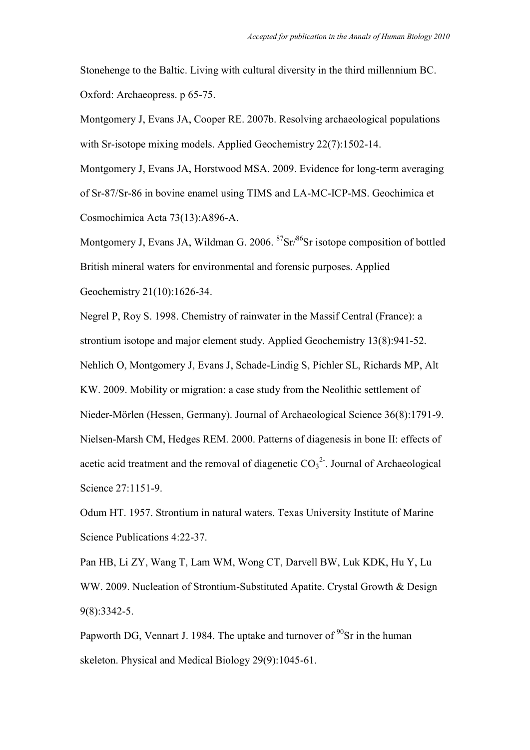Stonehenge to the Baltic. Living with cultural diversity in the third millennium BC. Oxford: Archaeopress. p 65-75.

Montgomery J, Evans JA, Cooper RE. 2007b. Resolving archaeological populations with Sr-isotope mixing models. Applied Geochemistry 22(7):1502-14.

Montgomery J, Evans JA, Horstwood MSA. 2009. Evidence for long-term averaging of Sr-87/Sr-86 in bovine enamel using TIMS and LA-MC-ICP-MS. Geochimica et Cosmochimica Acta 73(13):A896-A.

Montgomery J, Evans JA, Wildman G. 2006. $^{87}Sr/^{86}Sr$ isotope composition of bottled British mineral waters for environmental and forensic purposes. Applied Geochemistry 21(10):1626-34.

Negrel P, Roy S. 1998. Chemistry of rainwater in the Massif Central (France): a strontium isotope and major element study. Applied Geochemistry 13(8):941-52.

Nehlich O, Montgomery J, Evans J, Schade-Lindig S, Pichler SL, Richards MP, Alt KW. 2009. Mobility or migration: a case study from the Neolithic settlement of Nieder-Mörlen (Hessen, Germany). Journal of Archaeological Science 36(8):1791-9.

Nielsen-Marsh CM, Hedges REM. 2000. Patterns of diagenesis in bone II: effects of acetic acid treatment and the removal of diagenetic $CO_3^{2-}$. Journal of Archaeological Science 27:1151-9.

Odum HT. 1957. Strontium in natural waters. Texas University Institute of Marine Science Publications 4:22-37.

Pan HB, Li ZY, Wang T, Lam WM, Wong CT, Darvell BW, Luk KDK, Hu Y, Lu WW. 2009. Nucleation of Strontium-Substituted Apatite. Crystal Growth & Design 9(8):3342-5.

Papworth DG, Vennart J. 1984. The uptake and turnover of $^{90}Sr$ in the human skeleton. Physical and Medical Biology 29(9):1045-61.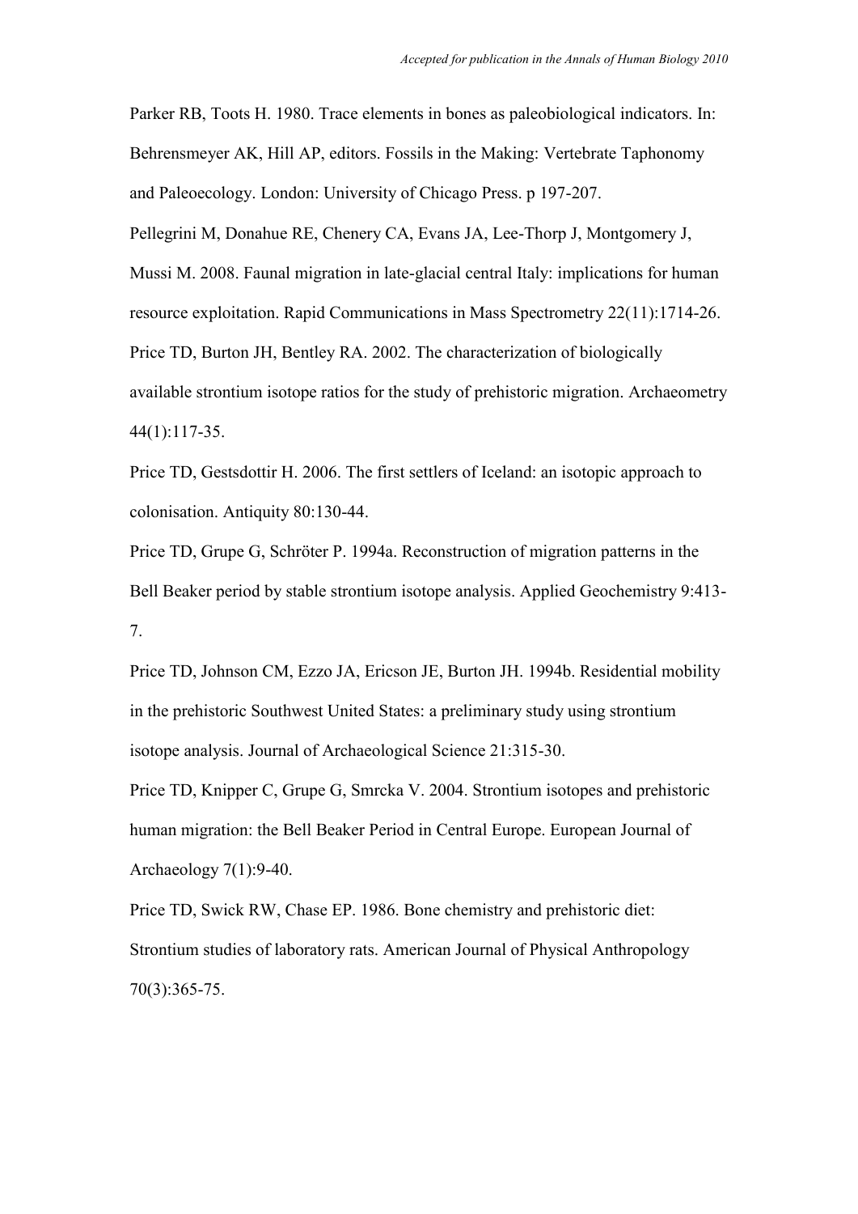Parker RB, Toots H. 1980. Trace elements in bones as paleobiological indicators. In: Behrensmeyer AK, Hill AP, editors. Fossils in the Making: Vertebrate Taphonomy and Paleoecology. London: University of Chicago Press. p 197-207.

Pellegrini M, Donahue RE, Chenery CA, Evans JA, Lee-Thorp J, Montgomery J, Mussi M. 2008. Faunal migration in late-glacial central Italy: implications for human resource exploitation. Rapid Communications in Mass Spectrometry 22(11):1714-26.

Price TD, Burton JH, Bentley RA. 2002. The characterization of biologically available strontium isotope ratios for the study of prehistoric migration. Archaeometry 44(1):117-35.

Price TD, Gestsdottir H. 2006. The first settlers of Iceland: an isotopic approach to colonisation. Antiquity 80:130-44.

Price TD, Grupe G, Schröter P. 1994a. Reconstruction of migration patterns in the Bell Beaker period by stable strontium isotope analysis. Applied Geochemistry 9:413-7.

Price TD, Johnson CM, Ezzo JA, Ericson JE, Burton JH. 1994b. Residential mobility in the prehistoric Southwest United States: a preliminary study using strontium isotope analysis. Journal of Archaeological Science 21:315-30.

Price TD, Knipper C, Grupe G, Smrcka V. 2004. Strontium isotopes and prehistoric human migration: the Bell Beaker Period in Central Europe. European Journal of Archaeology 7(1):9-40.

Price TD, Swick RW, Chase EP. 1986. Bone chemistry and prehistoric diet: Strontium studies of laboratory rats. American Journal of Physical Anthropology 70(3):365-75.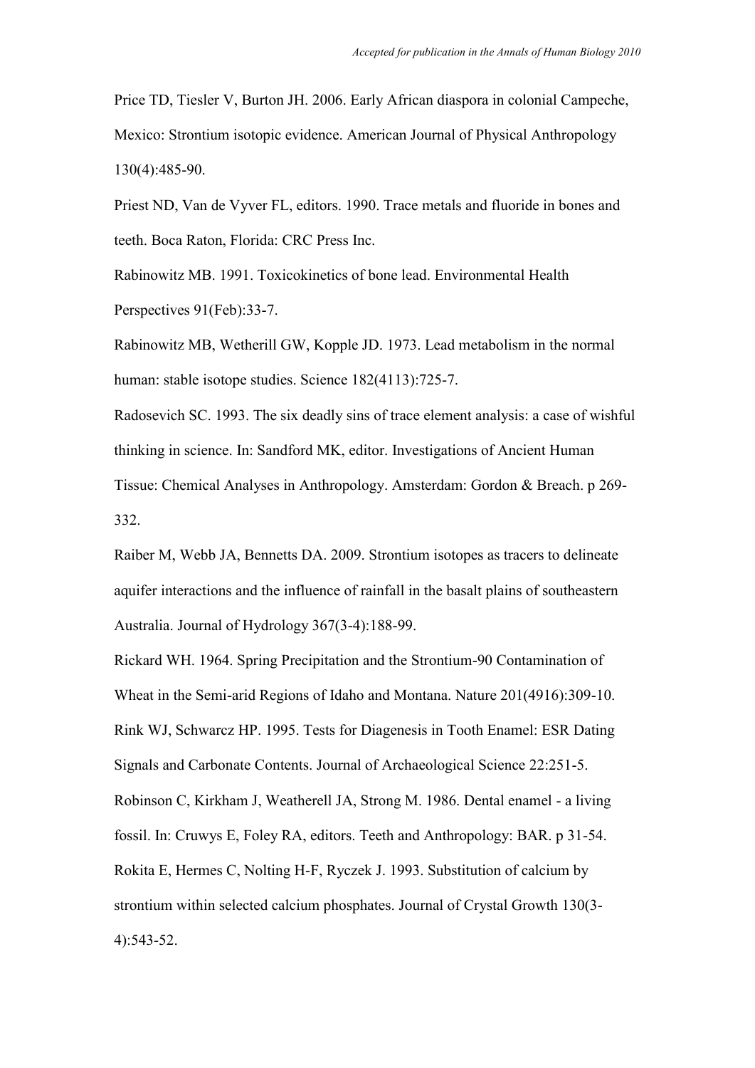Price TD, Tiesler V, Burton JH. 2006. Early African diaspora in colonial Campeche, Mexico: Strontium isotopic evidence. American Journal of Physical Anthropology 130(4):485-90.

Priest ND, Van de Vyver FL, editors. 1990. Trace metals and fluoride in bones and teeth. Boca Raton, Florida: CRC Press Inc.

Rabinowitz MB. 1991. Toxicokinetics of bone lead. Environmental Health Perspectives 91(Feb):33-7.

Rabinowitz MB, Wetherill GW, Kopple JD. 1973. Lead metabolism in the normal human: stable isotope studies. Science 182(4113):725-7.

Radosevich SC. 1993. The six deadly sins of trace element analysis: a case of wishful thinking in science. In: Sandford MK, editor. Investigations of Ancient Human Tissue: Chemical Analyses in Anthropology. Amsterdam: Gordon & Breach. p 269-332.

Raiber M, Webb JA, Bennetts DA. 2009. Strontium isotopes as tracers to delineate aquifer interactions and the influence of rainfall in the basalt plains of southeastern Australia. Journal of Hydrology 367(3-4):188-99.

Rickard WH. 1964. Spring Precipitation and the Strontium-90 Contamination of Wheat in the Semi-arid Regions of Idaho and Montana. Nature 201(4916):309-10.

Rink WJ, Schwarcz HP. 1995. Tests for Diagenesis in Tooth Enamel: ESR Dating Signals and Carbonate Contents. Journal of Archaeological Science 22:251-5.

Robinson C, Kirkham J, Weatherell JA, Strong M. 1986. Dental enamel - a living fossil. In: Cruwys E, Foley RA, editors. Teeth and Anthropology: BAR. p 31-54.

Rokita E, Hermes C, Nolting H-F, Ryczek J. 1993. Substitution of calcium by strontium within selected calcium phosphates. Journal of Crystal Growth 130(3-4):543-52.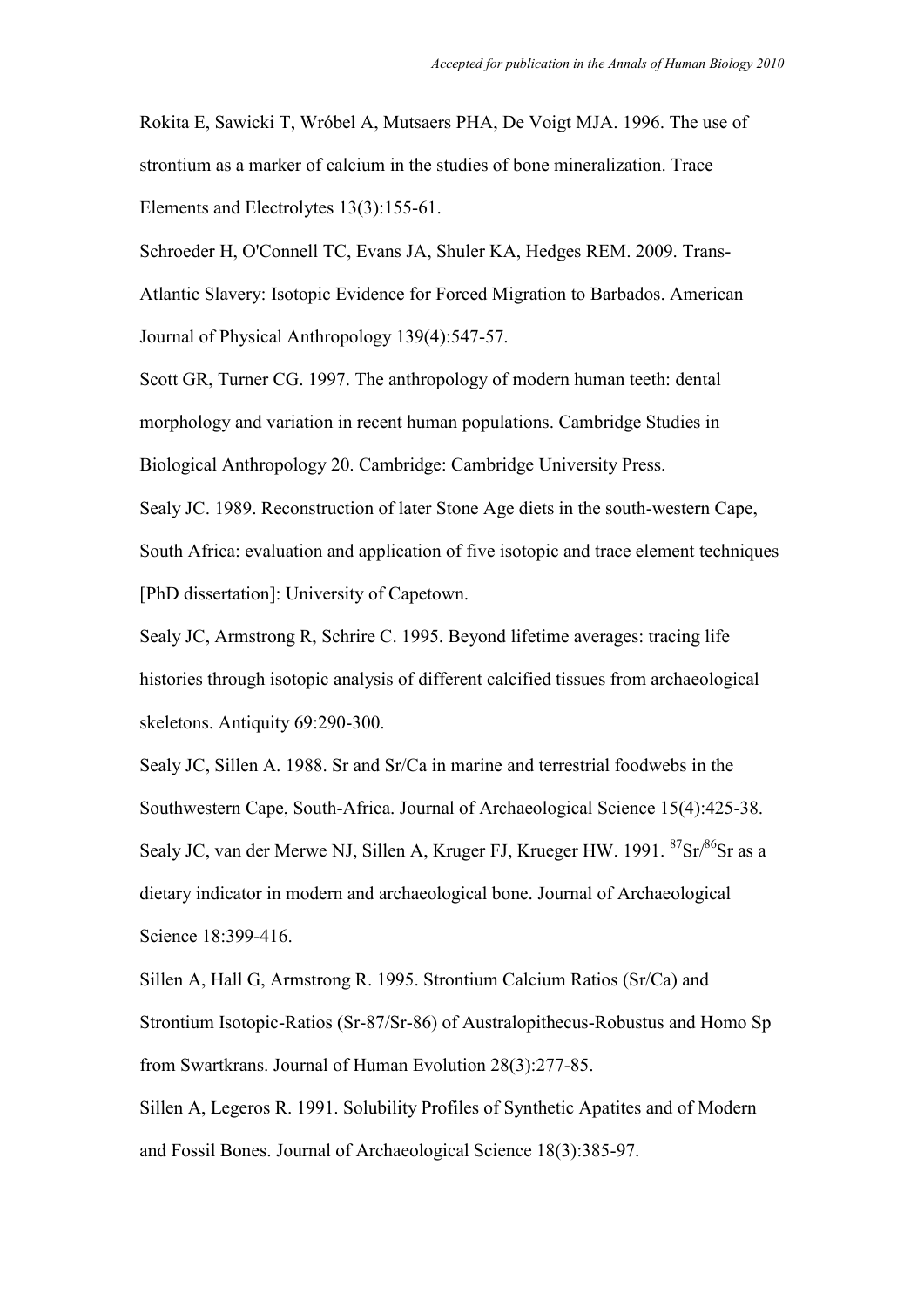Rokita E, Sawicki T, Wróbel A, Mutsaers PHA, De Voigt MJA. 1996. The use of strontium as a marker of calcium in the studies of bone mineralization. Trace Elements and Electrolytes 13(3):155-61.

Schroeder H, O'Connell TC, Evans JA, Shuler KA, Hedges REM. 2009. Trans-Atlantic Slavery: Isotopic Evidence for Forced Migration to Barbados. American Journal of Physical Anthropology 139(4):547-57.

Scott GR, Turner CG. 1997. The anthropology of modern human teeth: dental morphology and variation in recent human populations. Cambridge Studies in Biological Anthropology 20. Cambridge: Cambridge University Press.

Sealy JC. 1989. Reconstruction of later Stone Age diets in the south-western Cape, South Africa: evaluation and application of five isotopic and trace element techniques [PhD dissertation]: University of Capetown.

Sealy JC, Armstrong R, Schrire C. 1995. Beyond lifetime averages: tracing life histories through isotopic analysis of different calcified tissues from archaeological skeletons. Antiquity 69:290-300.

Sealy JC, Sillen A. 1988. Sr and Sr/Ca in marine and terrestrial foodwebs in the Southwestern Cape, South-Africa. Journal of Archaeological Science 15(4):425-38.

Sealy JC, van der Merwe NJ, Sillen A, Kruger FJ, Krueger HW. 1991. $^{87}Sr/^{86}Sr$ as a dietary indicator in modern and archaeological bone. Journal of Archaeological Science 18:399-416.

Sillen A, Hall G, Armstrong R. 1995. Strontium Calcium Ratios (Sr/Ca) and Strontium Isotopic-Ratios (Sr-87/Sr-86) of Australopithecus-Robustus and Homo Sp from Swartkrans. Journal of Human Evolution 28(3):277-85.

Sillen A, Legeros R. 1991. Solubility Profiles of Synthetic Apatites and of Modern and Fossil Bones. Journal of Archaeological Science 18(3):385-97.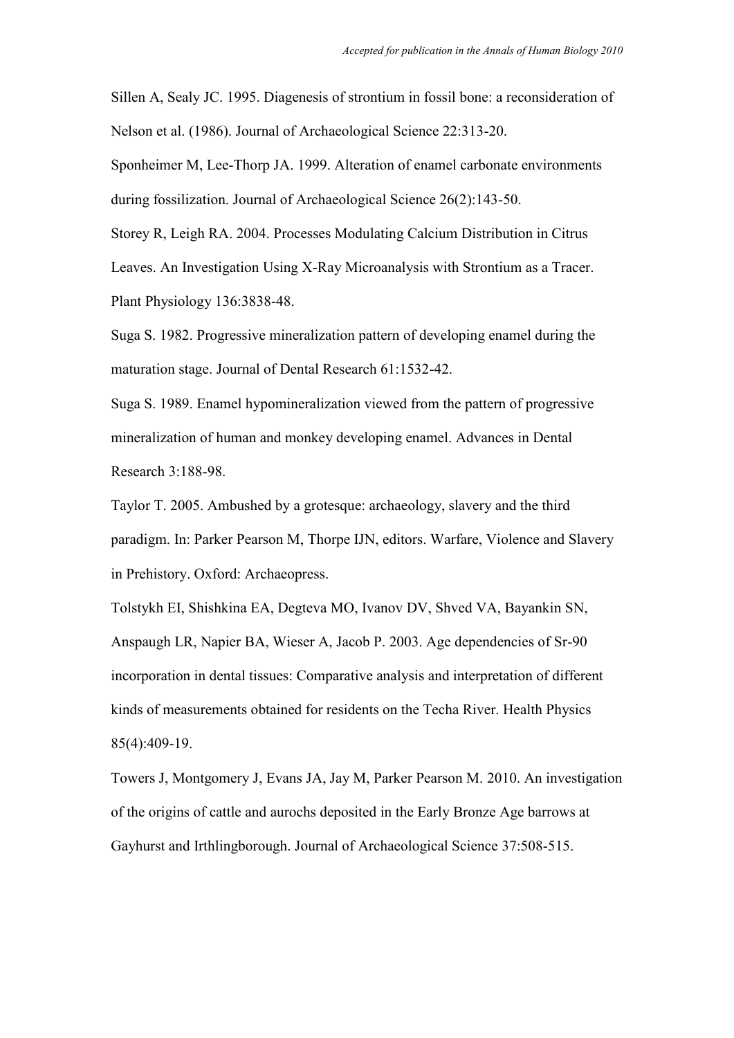Sillen A, Sealy JC. 1995. Diagenesis of strontium in fossil bone: a reconsideration of Nelson et al. (1986). Journal of Archaeological Science 22:313-20.

Sponheimer M, Lee-Thorp JA. 1999. Alteration of enamel carbonate environments during fossilization. Journal of Archaeological Science 26(2):143-50.

Storey R, Leigh RA. 2004. Processes Modulating Calcium Distribution in Citrus Leaves. An Investigation Using X-Ray Microanalysis with Strontium as a Tracer. Plant Physiology 136:3838-48.

Suga S. 1982. Progressive mineralization pattern of developing enamel during the maturation stage. Journal of Dental Research 61:1532-42.

Suga S. 1989. Enamel hypomineralization viewed from the pattern of progressive mineralization of human and monkey developing enamel. Advances in Dental Research 3:188-98.

Taylor T. 2005. Ambushed by a grotesque: archaeology, slavery and the third paradigm. In: Parker Pearson M, Thorpe IJN, editors. Warfare, Violence and Slavery in Prehistory. Oxford: Archaeopress.

Tolstykh EI, Shishkina EA, Degteva MO, Ivanov DV, Shved VA, Bayankin SN, Anspaugh LR, Napier BA, Wieser A, Jacob P. 2003. Age dependencies of Sr-90 incorporation in dental tissues: Comparative analysis and interpretation of different kinds of measurements obtained for residents on the Techa River. Health Physics 85(4):409-19.

Towers J, Montgomery J, Evans JA, Jay M, Parker Pearson M. 2010. An investigation of the origins of cattle and aurochs deposited in the Early Bronze Age barrows at Gayhurst and Irthlingborough. Journal of Archaeological Science 37:508-515.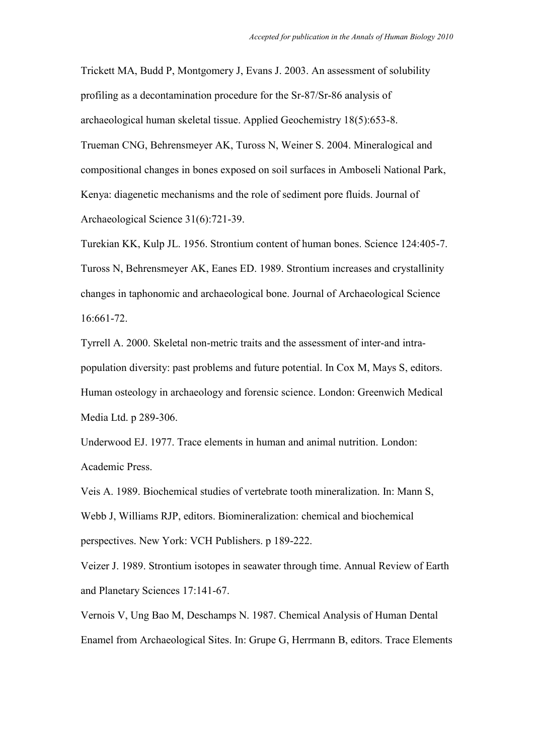Trickett MA, Budd P, Montgomery J, Evans J. 2003. An assessment of solubility profiling as a decontamination procedure for the Sr-87/Sr-86 analysis of archaeological human skeletal tissue. Applied Geochemistry 18(5):653-8.

Trueman CNG, Behrensmeyer AK, Tuross N, Weiner S. 2004. Mineralogical and compositional changes in bones exposed on soil surfaces in Amboseli National Park, Kenya: diagenetic mechanisms and the role of sediment pore fluids. Journal of Archaeological Science 31(6):721-39.

Turekian KK, Kulp JL. 1956. Strontium content of human bones. Science 124:405-7.

Tuross N, Behrensmeyer AK, Eanes ED. 1989. Strontium increases and crystallinity changes in taphonomic and archaeological bone. Journal of Archaeological Science 16:661-72.

Tyrrell A. 2000. Skeletal non-metric traits and the assessment of inter-and intra-population diversity: past problems and future potential. In Cox M, Mays S, editors. Human osteology in archaeology and forensic science. London: Greenwich Medical Media Ltd. p 289-306.

Underwood EJ. 1977. Trace elements in human and animal nutrition. London: Academic Press.

Veis A. 1989. Biochemical studies of vertebrate tooth mineralization. In: Mann S, Webb J, Williams RJP, editors. Biomineralization: chemical and biochemical perspectives. New York: VCH Publishers. p 189-222.

Veizer J. 1989. Strontium isotopes in seawater through time. Annual Review of Earth and Planetary Sciences 17:141-67.

Vernois V, Ung Bao M, Deschamps N. 1987. Chemical Analysis of Human Dental Enamel from Archaeological Sites. In: Grupe G, Herrmann B, editors. Trace Elements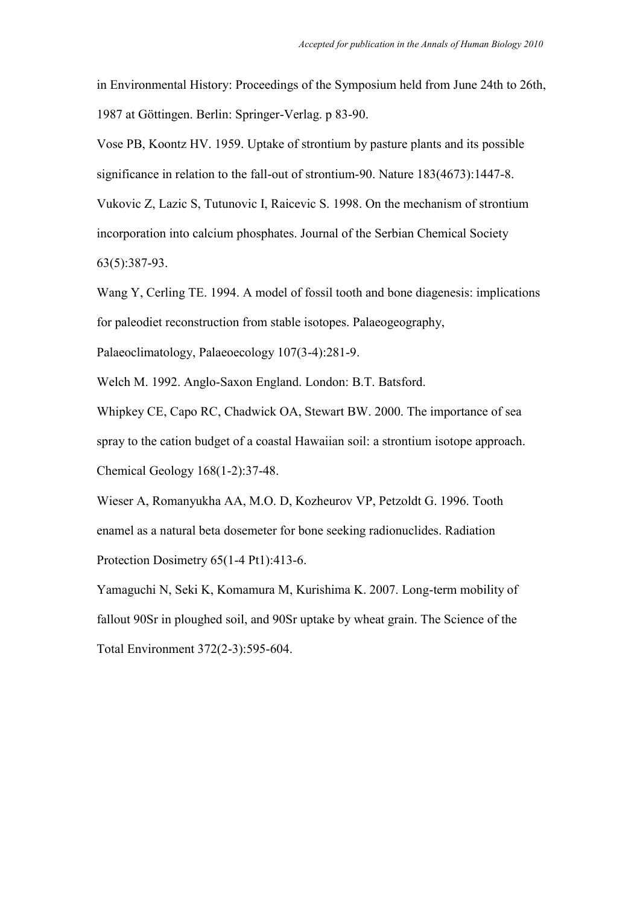in Environmental History: Proceedings of the Symposium held from June 24th to 26th, 1987 at Göttingen. Berlin: Springer-Verlag. p 83-90.

Vose PB, Koontz HV. 1959. Uptake of strontium by pasture plants and its possible significance in relation to the fall-out of strontium-90. Nature 183(4673):1447-8.

Vukovic Z, Lazic S, Tutunovic I, Raicevic S. 1998. On the mechanism of strontium incorporation into calcium phosphates. Journal of the Serbian Chemical Society 63(5):387-93.

Wang Y, Cerling TE. 1994. A model of fossil tooth and bone diagenesis: implications for paleodiet reconstruction from stable isotopes. Palaeogeography, Palaeoclimatology, Palaeoecology 107(3-4):281-9.

Welch M. 1992. Anglo-Saxon England. London: B.T. Batsford.

Whipkey CE, Capo RC, Chadwick OA, Stewart BW. 2000. The importance of sea spray to the cation budget of a coastal Hawaiian soil: a strontium isotope approach. Chemical Geology 168(1-2):37-48.

Wieser A, Romanyukha AA, M.O. D, Kozheurov VP, Petzoldt G. 1996. Tooth enamel as a natural beta dosemeter for bone seeking radionuclides. Radiation Protection Dosimetry 65(1-4 Pt1):413-6.

Yamaguchi N, Seki K, Komamura M, Kurishima K. 2007. Long-term mobility of fallout 90Sr in ploughed soil, and 90Sr uptake by wheat grain. The Science of the Total Environment 372(2-3):595-604.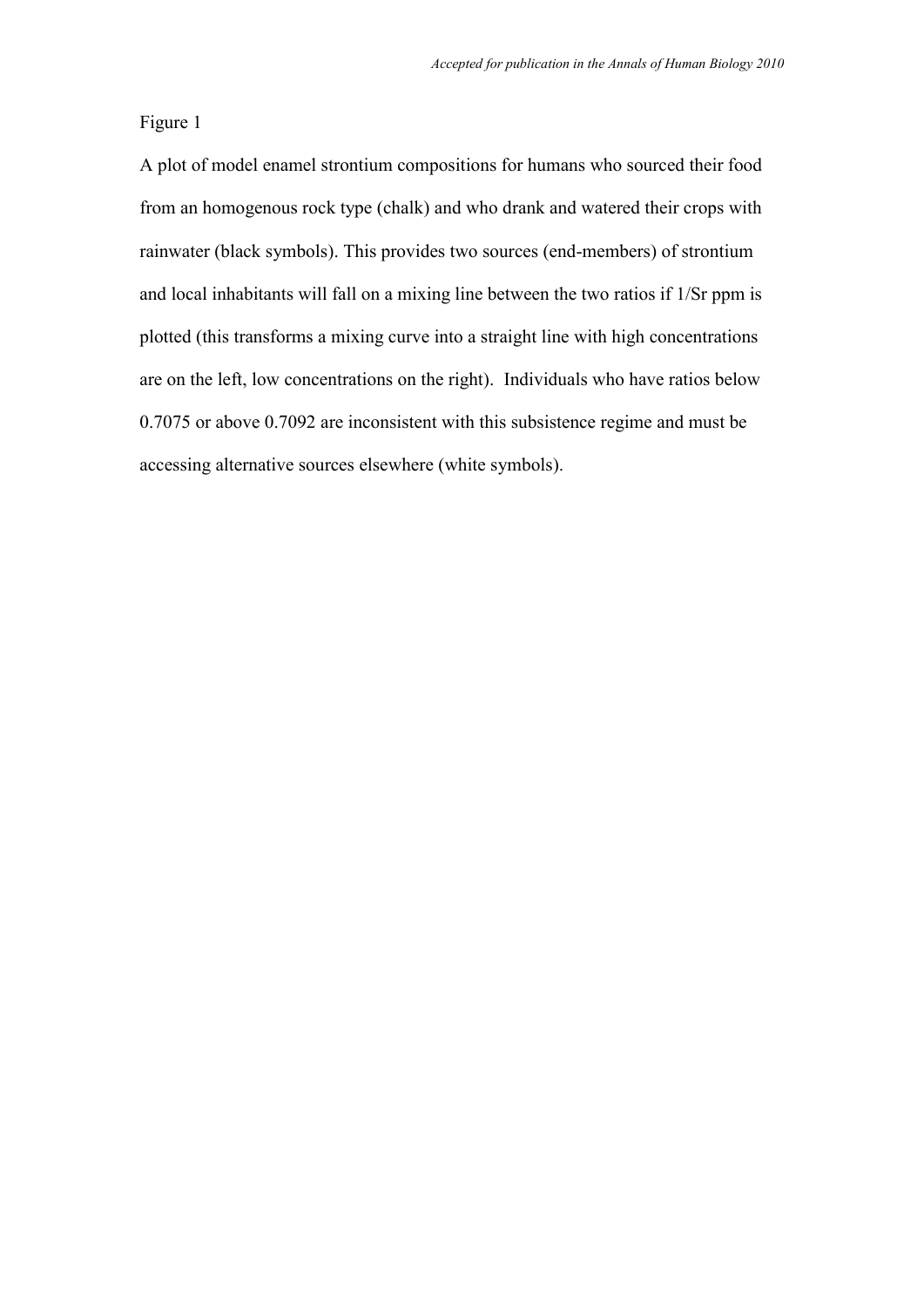Figure 1

A plot of model enamel strontium compositions for humans who sourced their food from an homogenous rock type (chalk) and who drank and watered their crops with rainwater (black symbols). This provides two sources (end-members) of strontium and local inhabitants will fall on a mixing line between the two ratios if 1/Sr ppm is plotted (this transforms a mixing curve into a straight line with high concentrations are on the left, low concentrations on the right). Individuals who have ratios below 0.7075 or above 0.7092 are inconsistent with this subsistence regime and must be accessing alternative sources elsewhere (white symbols).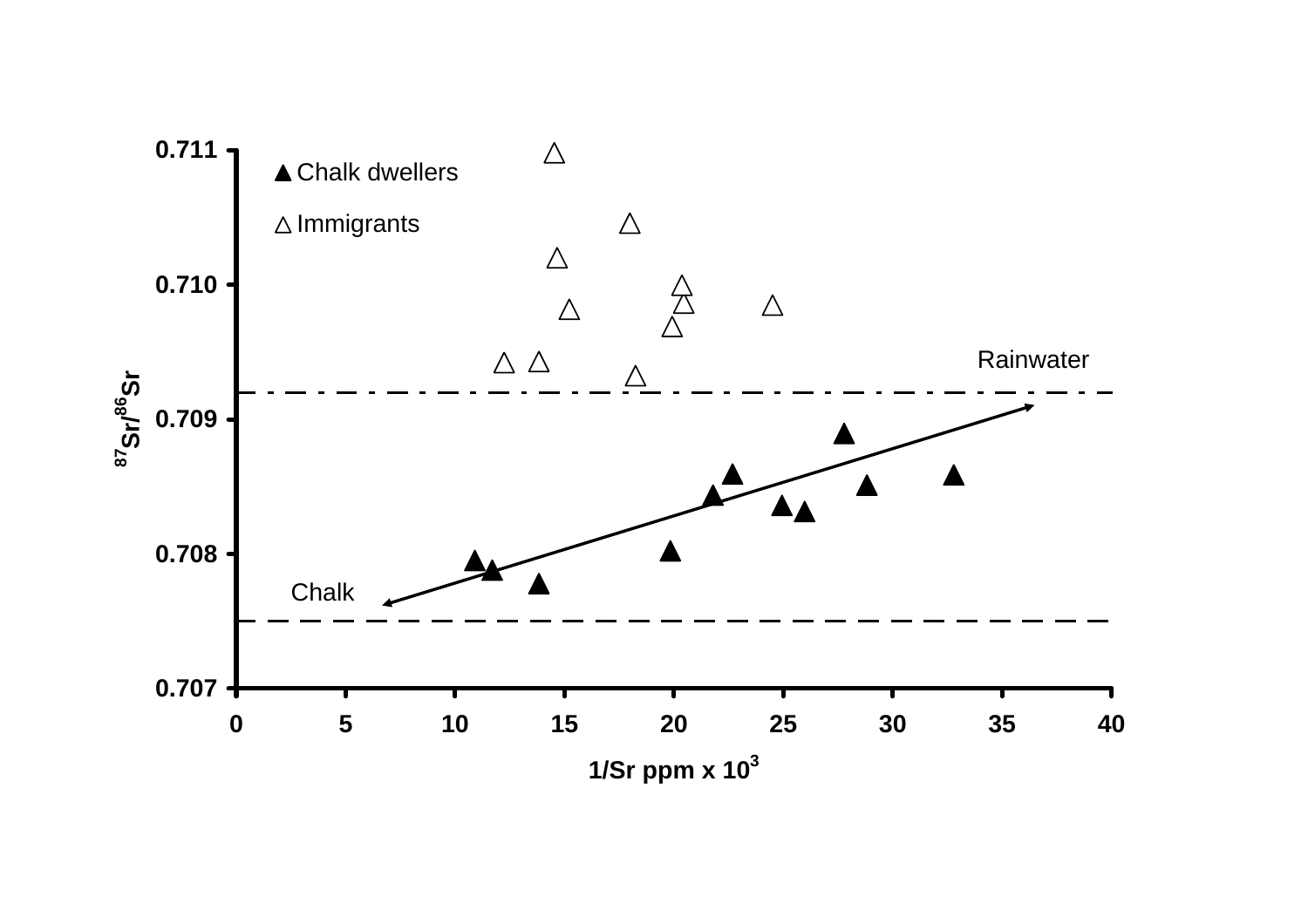▲ Chalk dwellers

△ Immigrants

Rainwater

Chalk

$^{87}Sr/^{86}Sr$

0.711

0.710

0.709

0.708

0.707

0 5 10 15 20 25 30 35 40

1/Sr ppm x $10^3$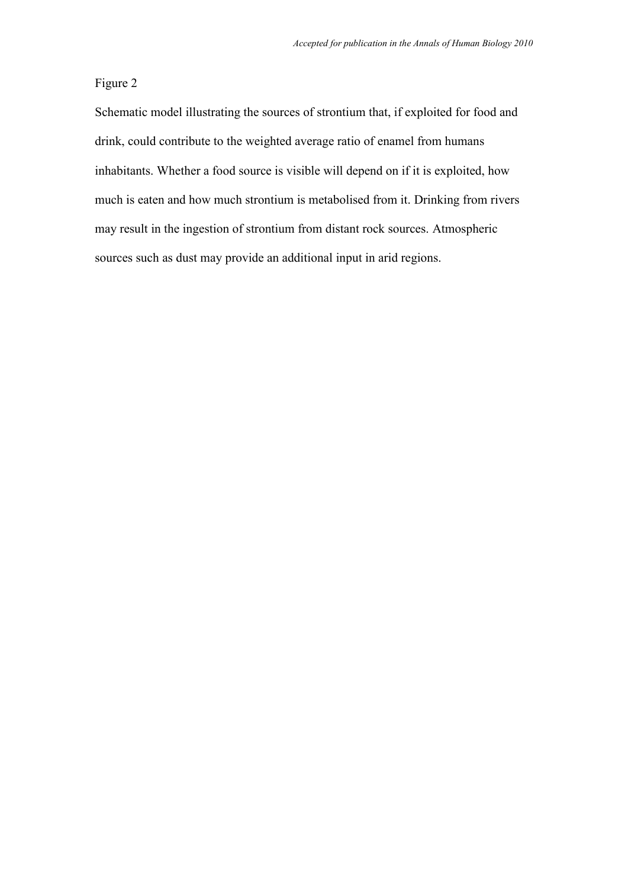Figure 2

Schematic model illustrating the sources of strontium that, if exploited for food and drink, could contribute to the weighted average ratio of enamel from humans inhabitants. Whether a food source is visible will depend on if it is exploited, how much is eaten and how much strontium is metabolised from it. Drinking from rivers may result in the ingestion of strontium from distant rock sources. Atmospheric sources such as dust may provide an additional input in arid regions.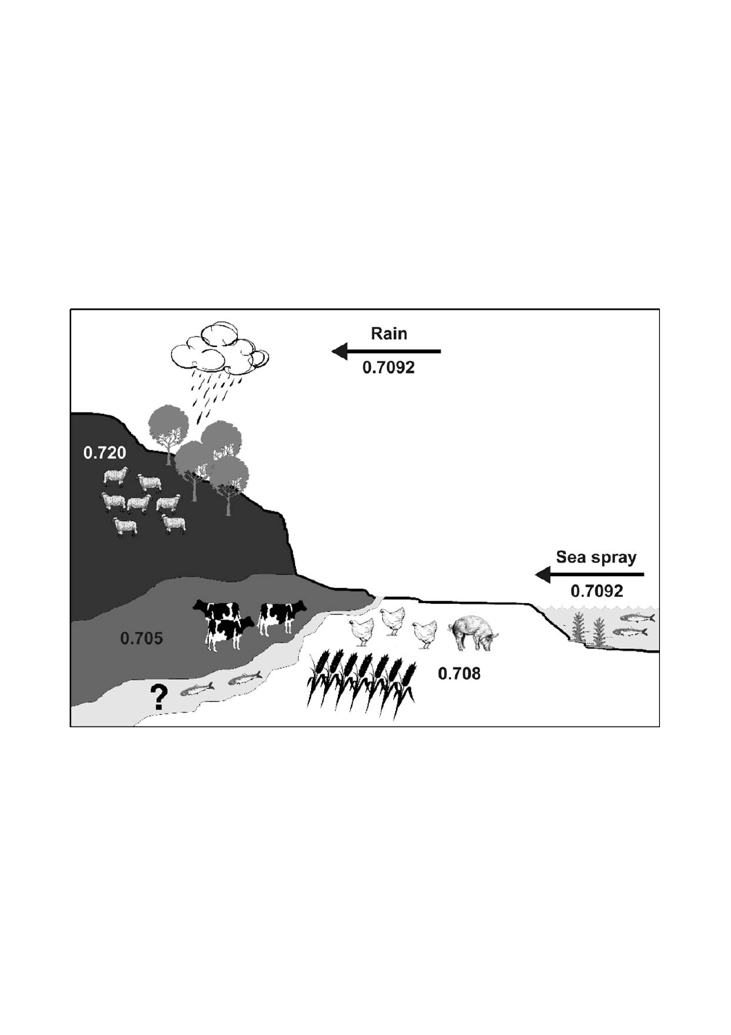Rain

0.7092

0.720

Sea spray

0.7092

0.705

0.708

?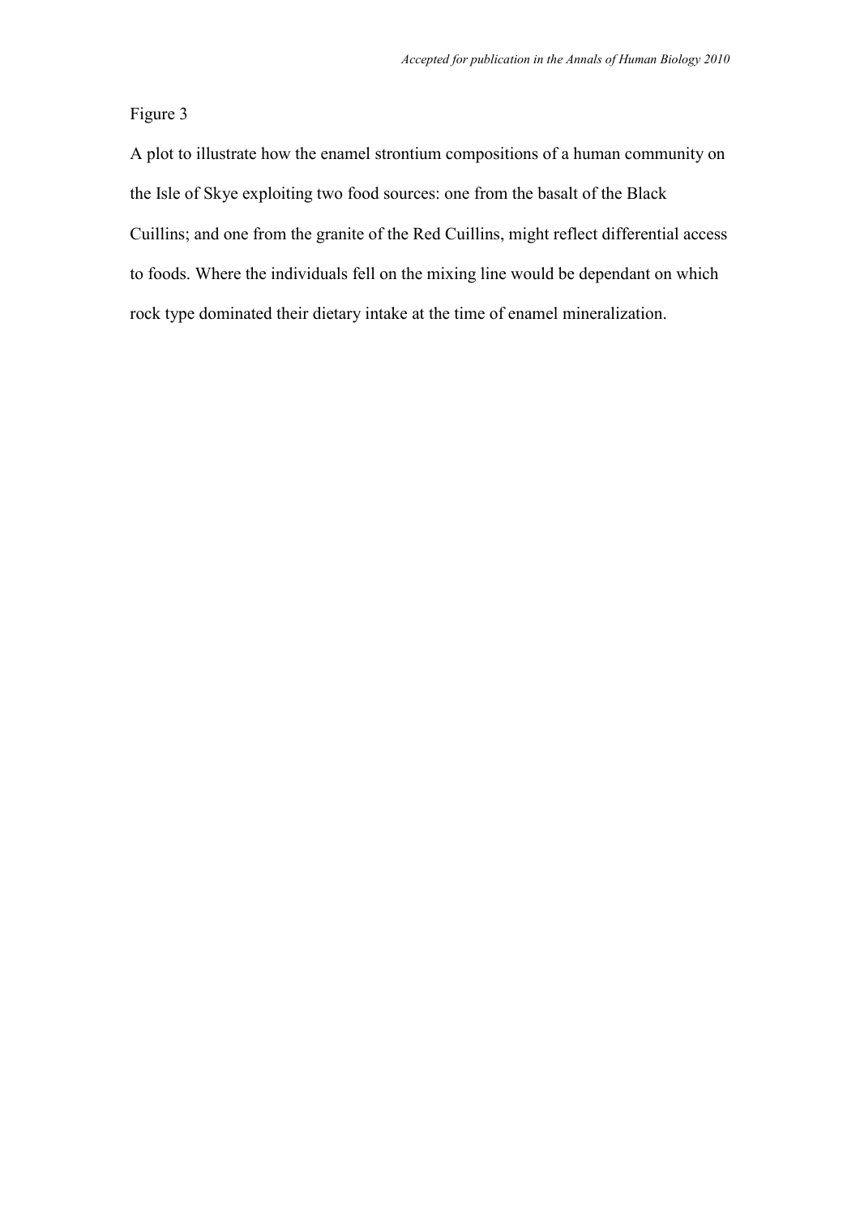Figure 3

A plot to illustrate how the enamel strontium compositions of a human community on the Isle of Skye exploiting two food sources: one from the basalt of the Black Cuillins; and one from the granite of the Red Cuillins, might reflect differential access to foods. Where the individuals fell on the mixing line would be dependant on which rock type dominated their dietary intake at the time of enamel mineralization.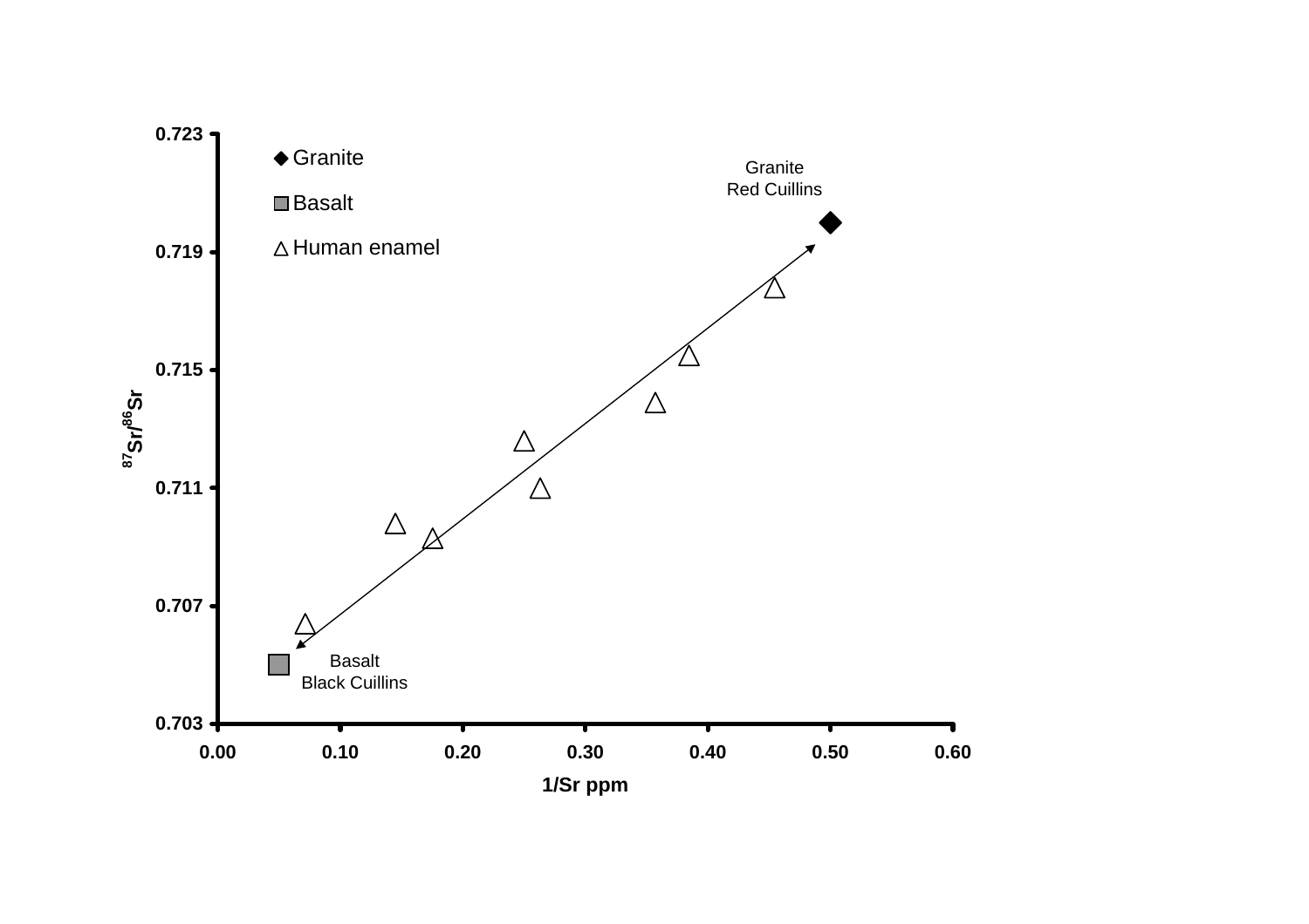Granite

Basalt

Human enamel

Granite
Red Cuillins

Basalt
Black Cuillins

$^{87}Sr/^{86}Sr$

1/Sr ppm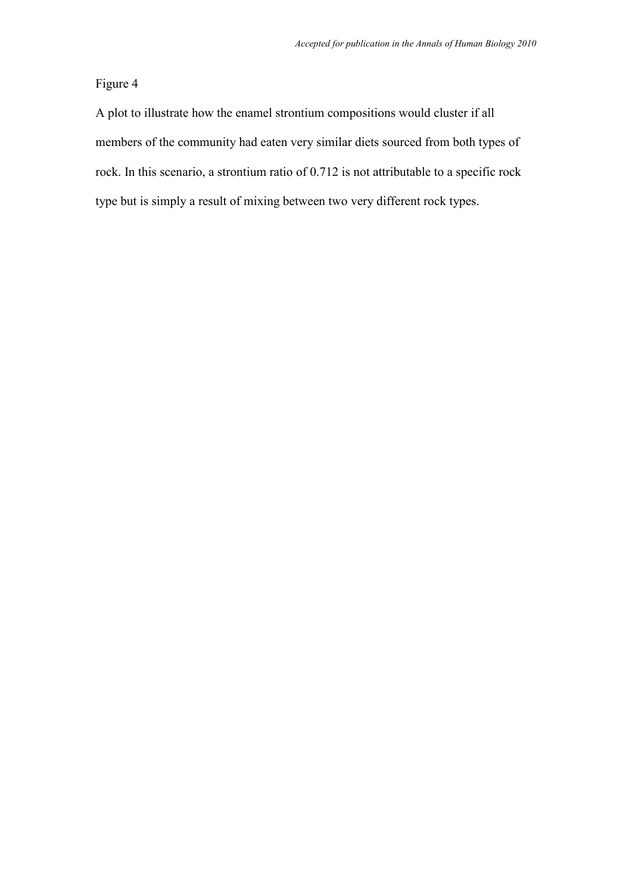Figure 4

A plot to illustrate how the enamel strontium compositions would cluster if all members of the community had eaten very similar diets sourced from both types of rock. In this scenario, a strontium ratio of 0.712 is not attributable to a specific rock type but is simply a result of mixing between two very different rock types.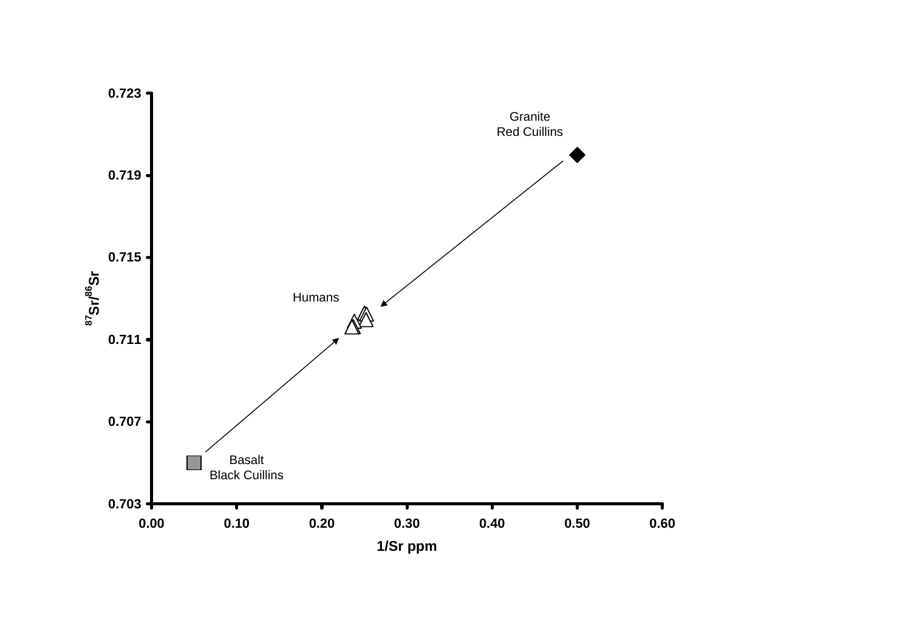Granite
Red Cuillins

Humans

Basalt
Black Cuillins

$^{87}Sr/^{86}Sr$

0.723
0.719
0.715
0.711
0.707
0.703

0.00 0.10 0.20 0.30 0.40 0.50 0.60

1/Sr ppm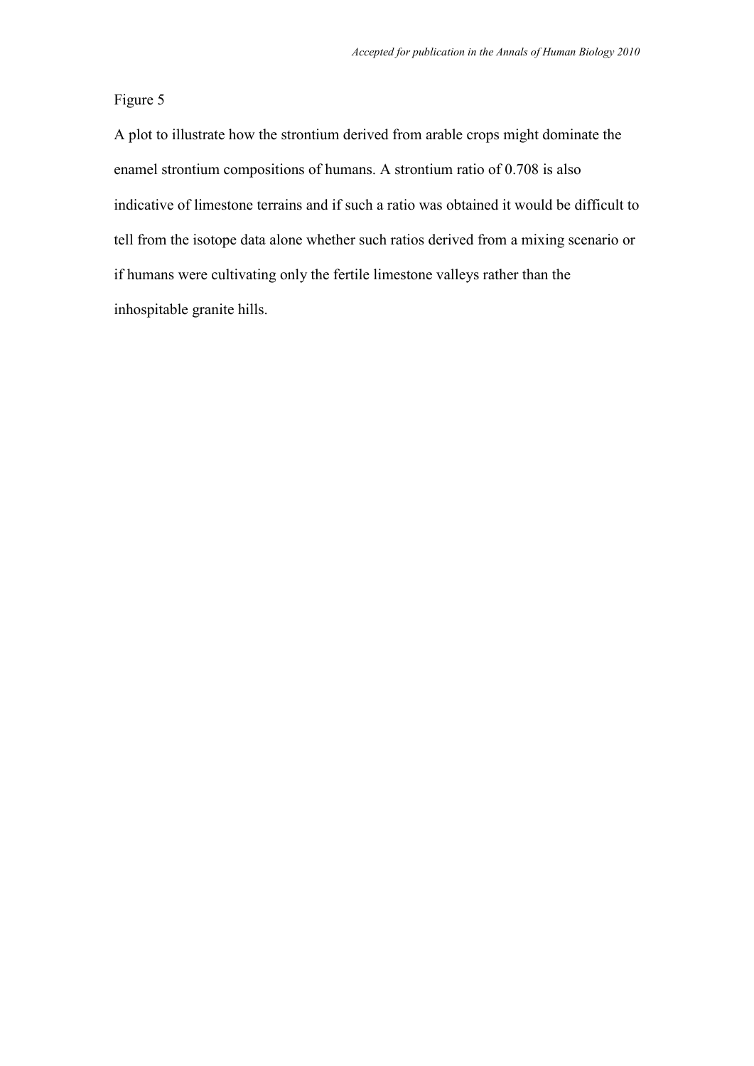Figure 5

A plot to illustrate how the strontium derived from arable crops might dominate the enamel strontium compositions of humans. A strontium ratio of 0.708 is also indicative of limestone terrains and if such a ratio was obtained it would be difficult to tell from the isotope data alone whether such ratios derived from a mixing scenario or if humans were cultivating only the fertile limestone valleys rather than the inhospitable granite hills.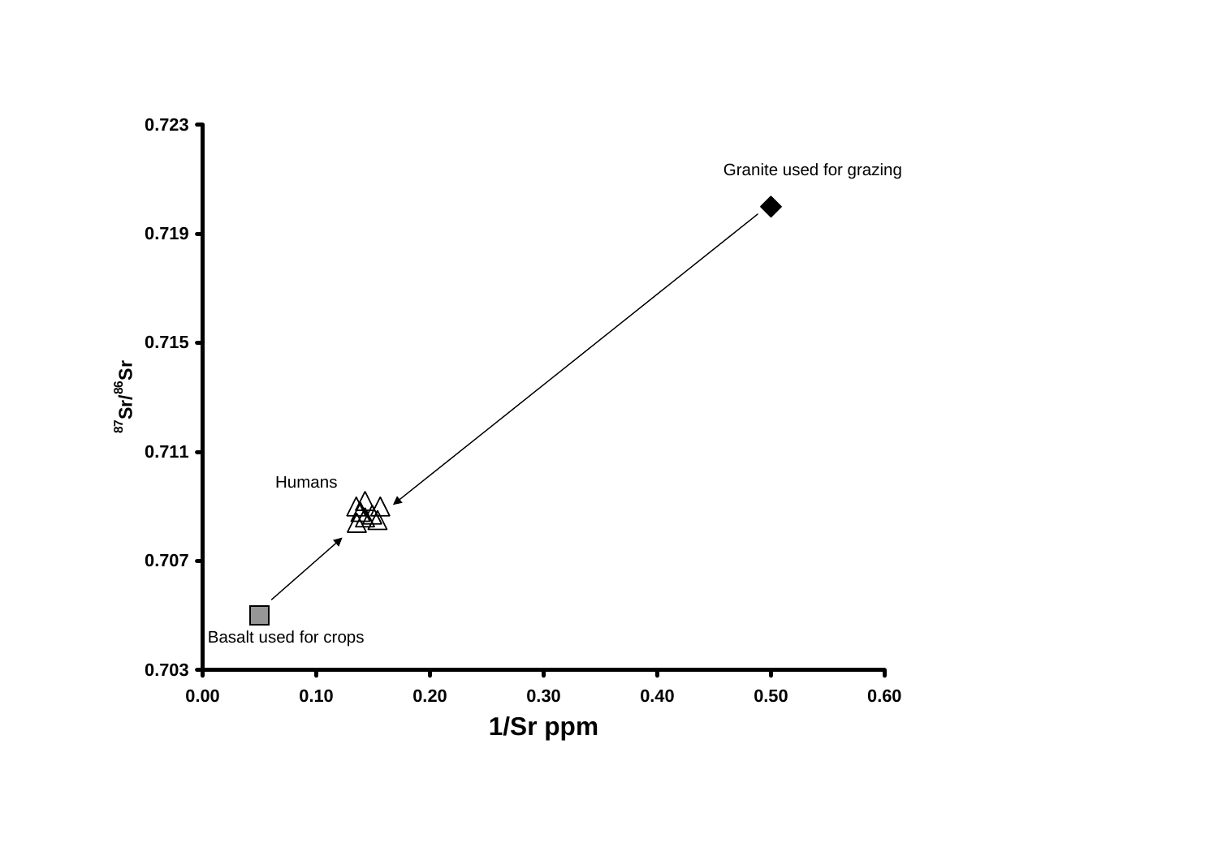Granite used for grazing

Humans

Basalt used for crops

$^{87}Sr/^{86}Sr$

0.723

0.719

0.715

0.711

0.707

0.703

0.00 0.10 0.20 0.30 0.40 0.50 0.60

**1/Sr ppm**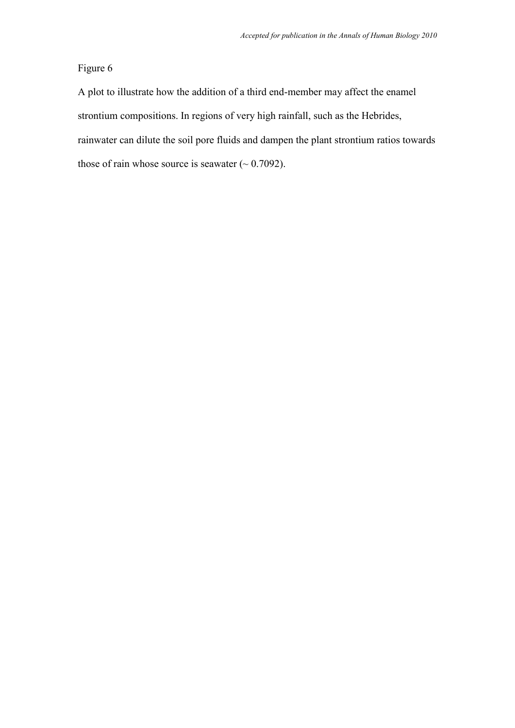Figure 6

A plot to illustrate how the addition of a third end-member may affect the enamel strontium compositions. In regions of very high rainfall, such as the Hebrides, rainwater can dilute the soil pore fluids and dampen the plant strontium ratios towards those of rain whose source is seawater (~ 0.7092).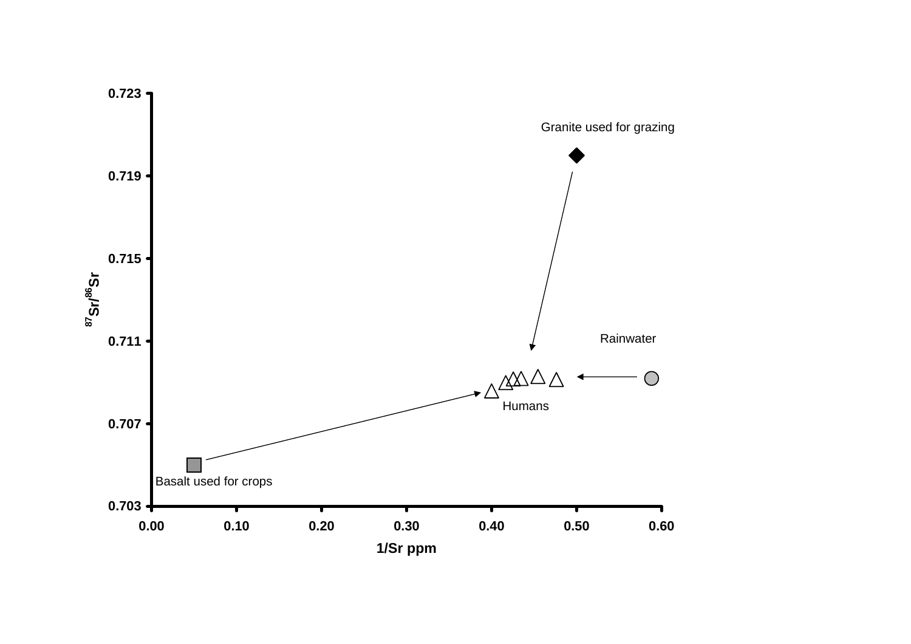Granite used for grazing

Rainwater

Humans

Basalt used for crops

$^{87}Sr/^{86}Sr$

1/Sr ppm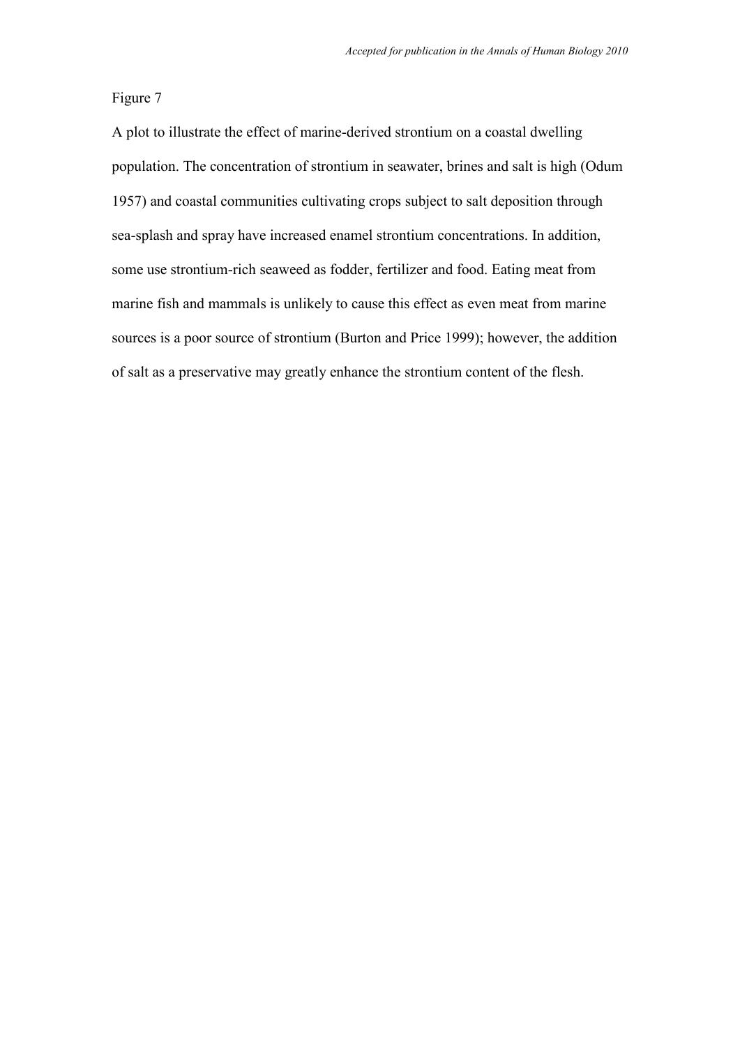Figure 7

A plot to illustrate the effect of marine-derived strontium on a coastal dwelling population. The concentration of strontium in seawater, brines and salt is high (Odum 1957) and coastal communities cultivating crops subject to salt deposition through sea-splash and spray have increased enamel strontium concentrations. In addition, some use strontium-rich seaweed as fodder, fertilizer and food. Eating meat from marine fish and mammals is unlikely to cause this effect as even meat from marine sources is a poor source of strontium (Burton and Price 1999); however, the addition of salt as a preservative may greatly enhance the strontium content of the flesh.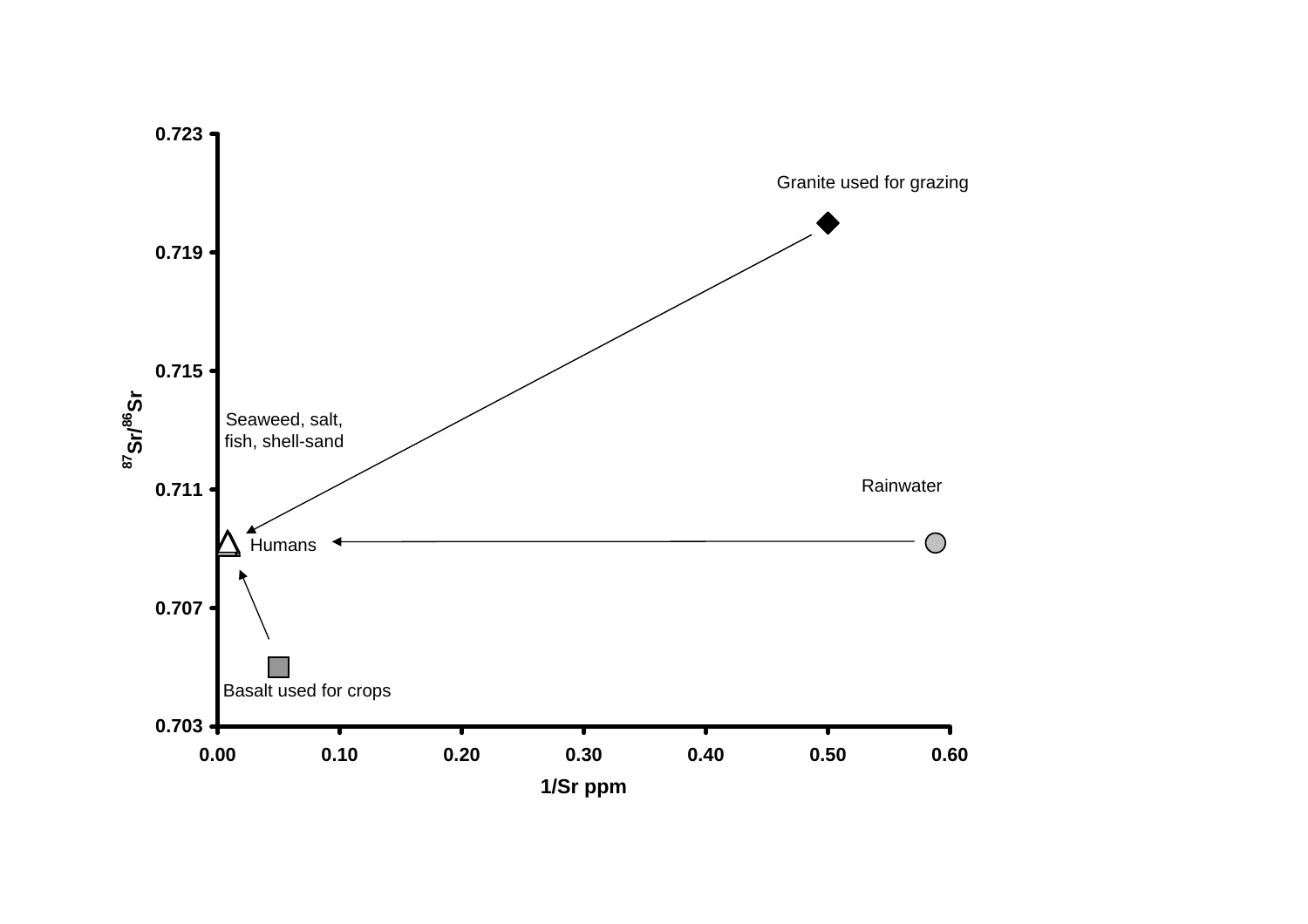Granite used for grazing

Seaweed, salt, fish, shell-sand

Rainwater

Humans

Basalt used for crops

$^{87}Sr/^{86}Sr$

0.723
0.719
0.715
0.711
0.707
0.703

0.00 0.10 0.20 0.30 0.40 0.50 0.60

1/Sr ppm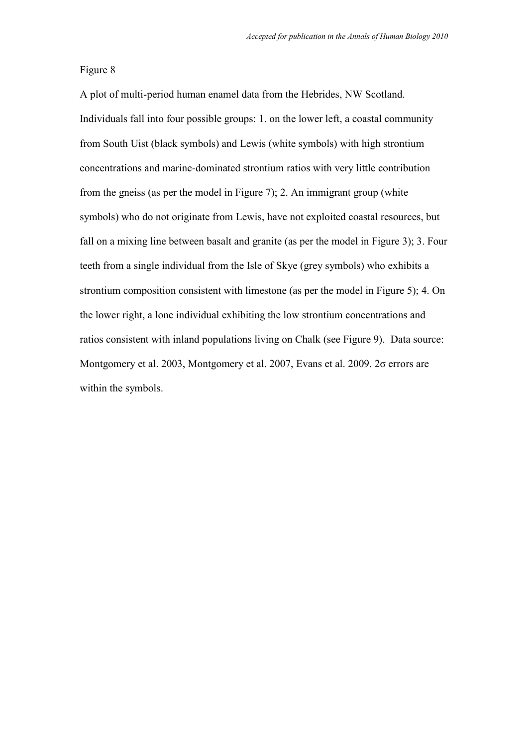Figure 8

A plot of multi-period human enamel data from the Hebrides, NW Scotland. Individuals fall into four possible groups: 1. on the lower left, a coastal community from South Uist (black symbols) and Lewis (white symbols) with high strontium concentrations and marine-dominated strontium ratios with very little contribution from the gneiss (as per the model in Figure 7); 2. An immigrant group (white symbols) who do not originate from Lewis, have not exploited coastal resources, but fall on a mixing line between basalt and granite (as per the model in Figure 3); 3. Four teeth from a single individual from the Isle of Skye (grey symbols) who exhibits a strontium composition consistent with limestone (as per the model in Figure 5); 4. On the lower right, a lone individual exhibiting the low strontium concentrations and ratios consistent with inland populations living on Chalk (see Figure 9). Data source: Montgomery et al. 2003, Montgomery et al. 2007, Evans et al. 2009. 2σ errors are within the symbols.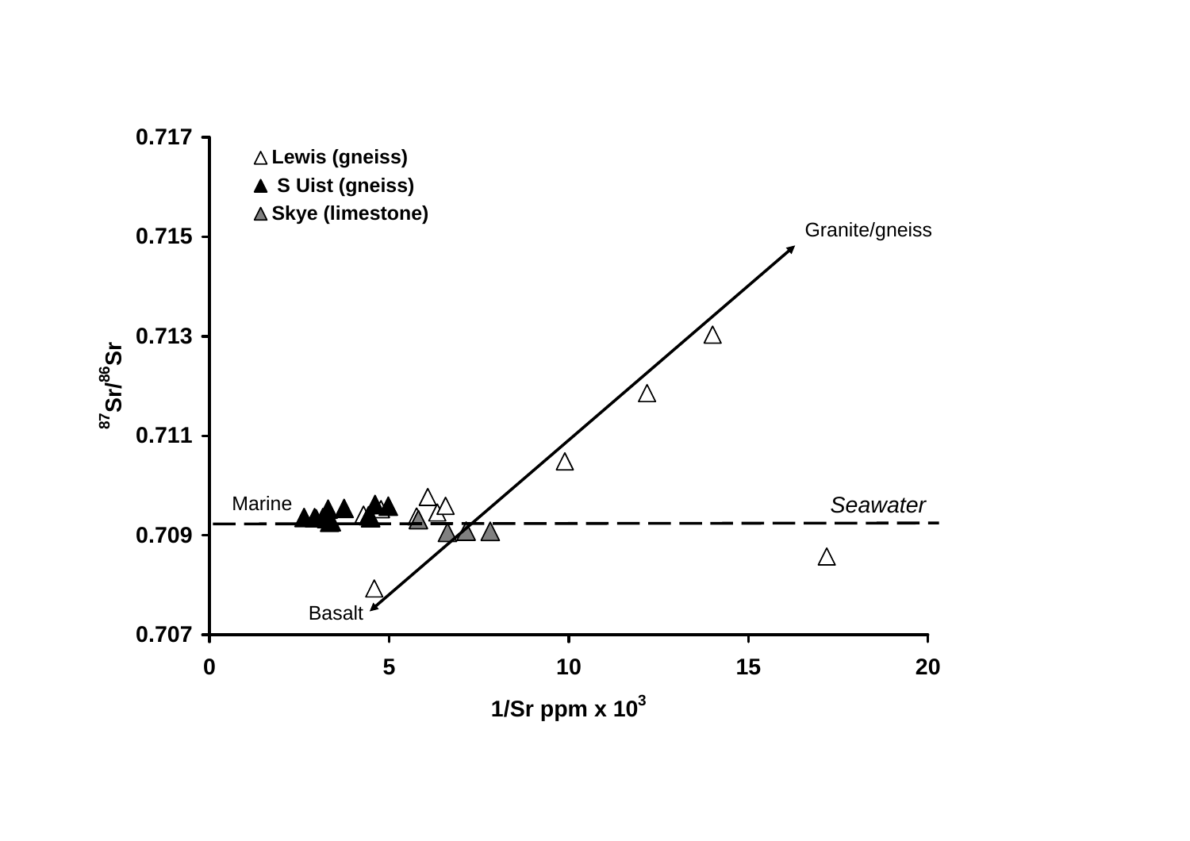△ Lewis (gneiss)
▲ S Uist (gneiss)
▲ Skye (limestone)

$^{87}Sr/^{86}Sr$

0.717
0.715
0.713
0.711
0.709
0.707

Granite/gneiss

Marine

*Seawater*

Basalt

0 5 10 15 20

1/Sr ppm x $10^3$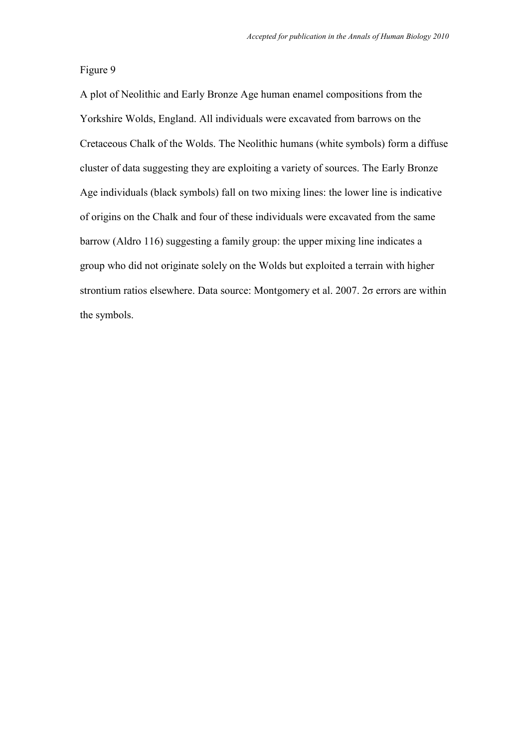Figure 9

A plot of Neolithic and Early Bronze Age human enamel compositions from the Yorkshire Wolds, England. All individuals were excavated from barrows on the Cretaceous Chalk of the Wolds. The Neolithic humans (white symbols) form a diffuse cluster of data suggesting they are exploiting a variety of sources. The Early Bronze Age individuals (black symbols) fall on two mixing lines: the lower line is indicative of origins on the Chalk and four of these individuals were excavated from the same barrow (Aldro 116) suggesting a family group: the upper mixing line indicates a group who did not originate solely on the Wolds but exploited a terrain with higher strontium ratios elsewhere. Data source: Montgomery et al. 2007. $2\sigma$ errors are within the symbols.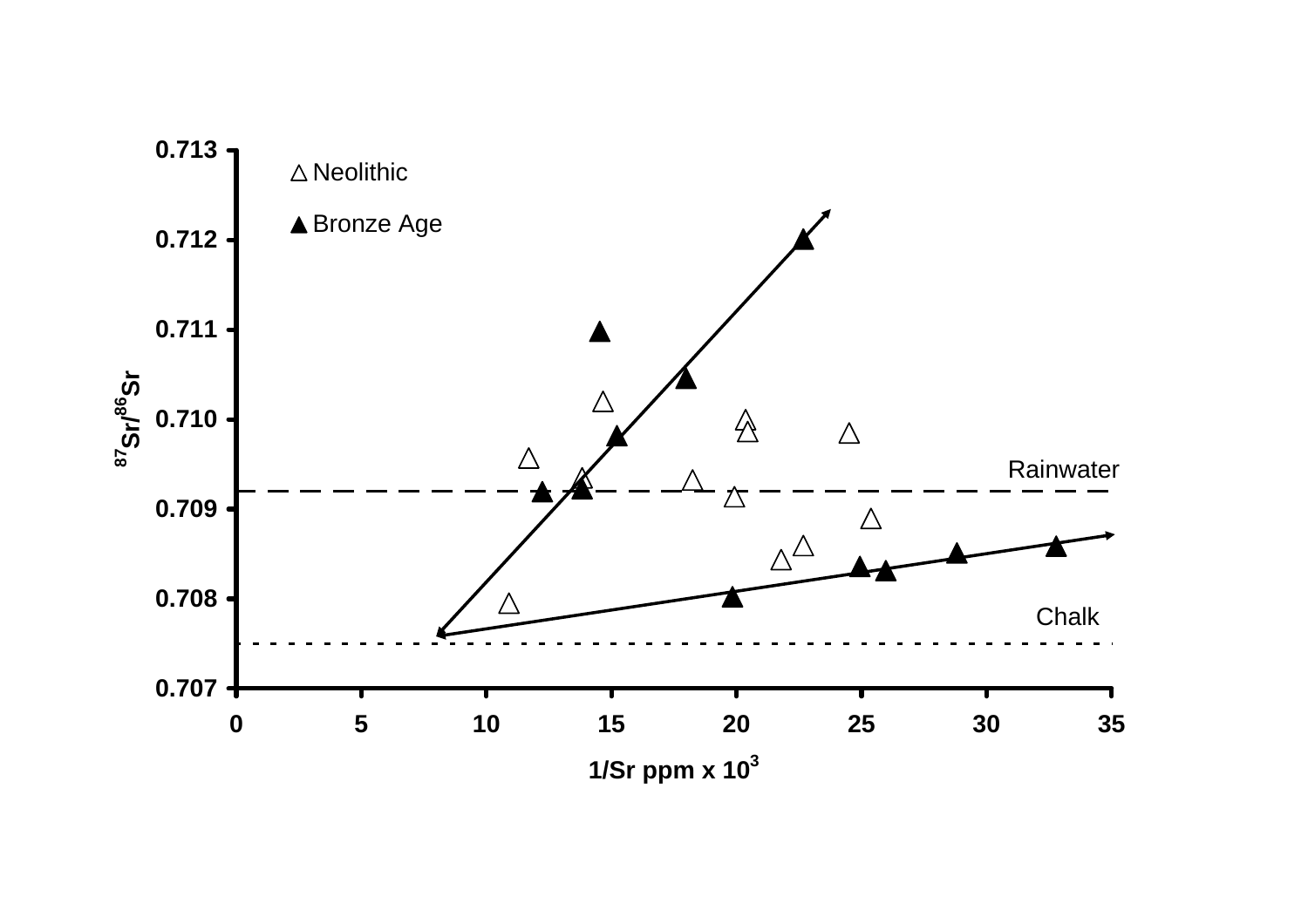Neolithic

Bronze Age

Rainwater

Chalk

$^{87}Sr/^{86}Sr$

1/Sr ppm x $10^3$

| | 0 | 5 | 10 | 15 | 20 | 25 | 30 | 35 |
|---|---|---|---|---|---|---|---|---|

0.713, 0.712, 0.711, 0.710, 0.709, 0.708, 0.707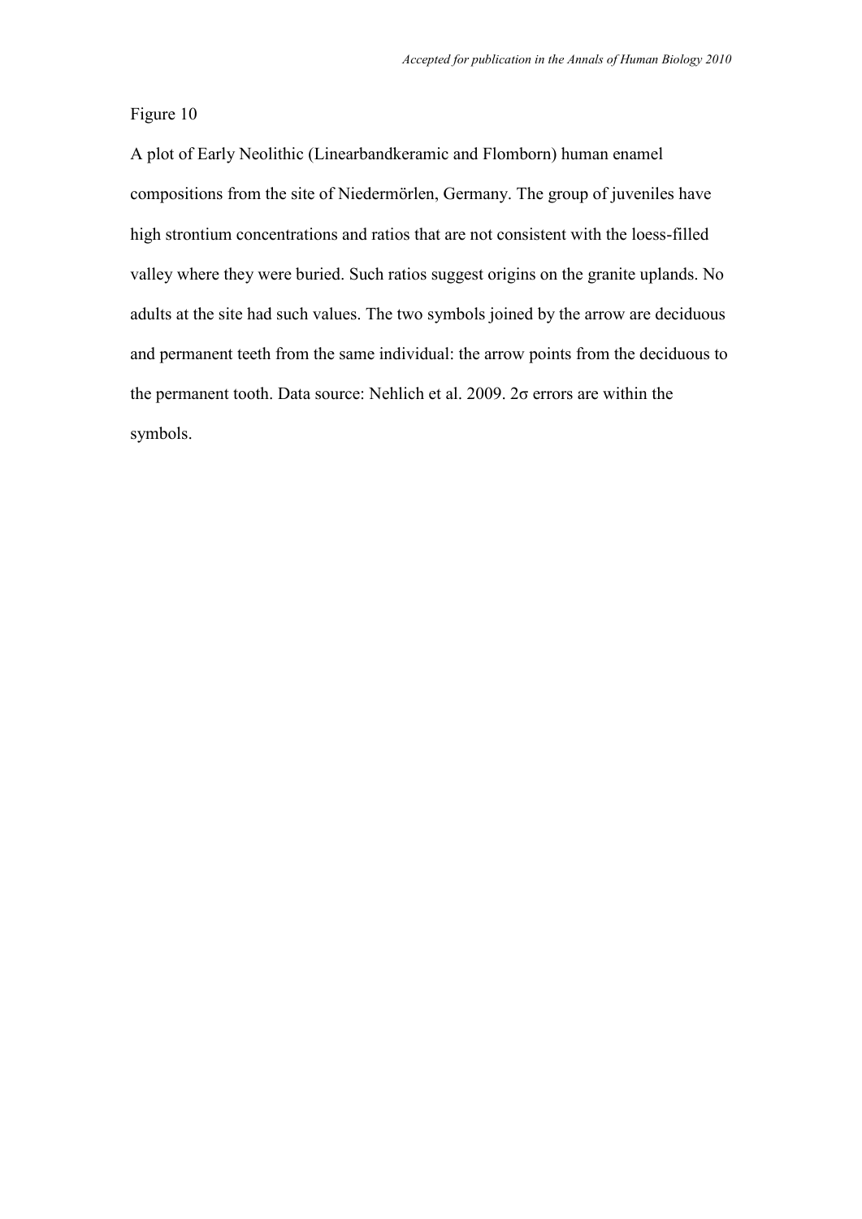Figure 10

A plot of Early Neolithic (Linearbandkeramic and Flomborn) human enamel compositions from the site of Niedermörlen, Germany. The group of juveniles have high strontium concentrations and ratios that are not consistent with the loess-filled valley where they were buried. Such ratios suggest origins on the granite uplands. No adults at the site had such values. The two symbols joined by the arrow are deciduous and permanent teeth from the same individual: the arrow points from the deciduous to the permanent tooth. Data source: Nehlich et al. 2009. 2σ errors are within the symbols.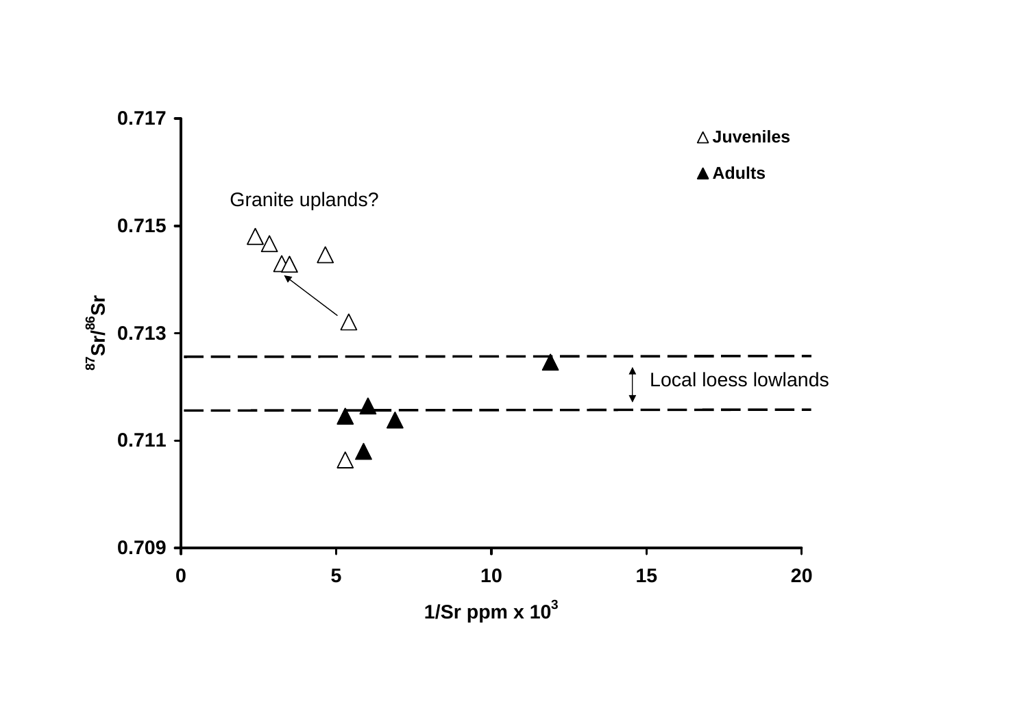0.717

0.715

0.713

0.711

0.709

0

5

10

15

20

$^{87}Sr/^{86}Sr$

1/Sr ppm x $10^3$

Juveniles

Adults

Granite uplands?

Local loess lowlands